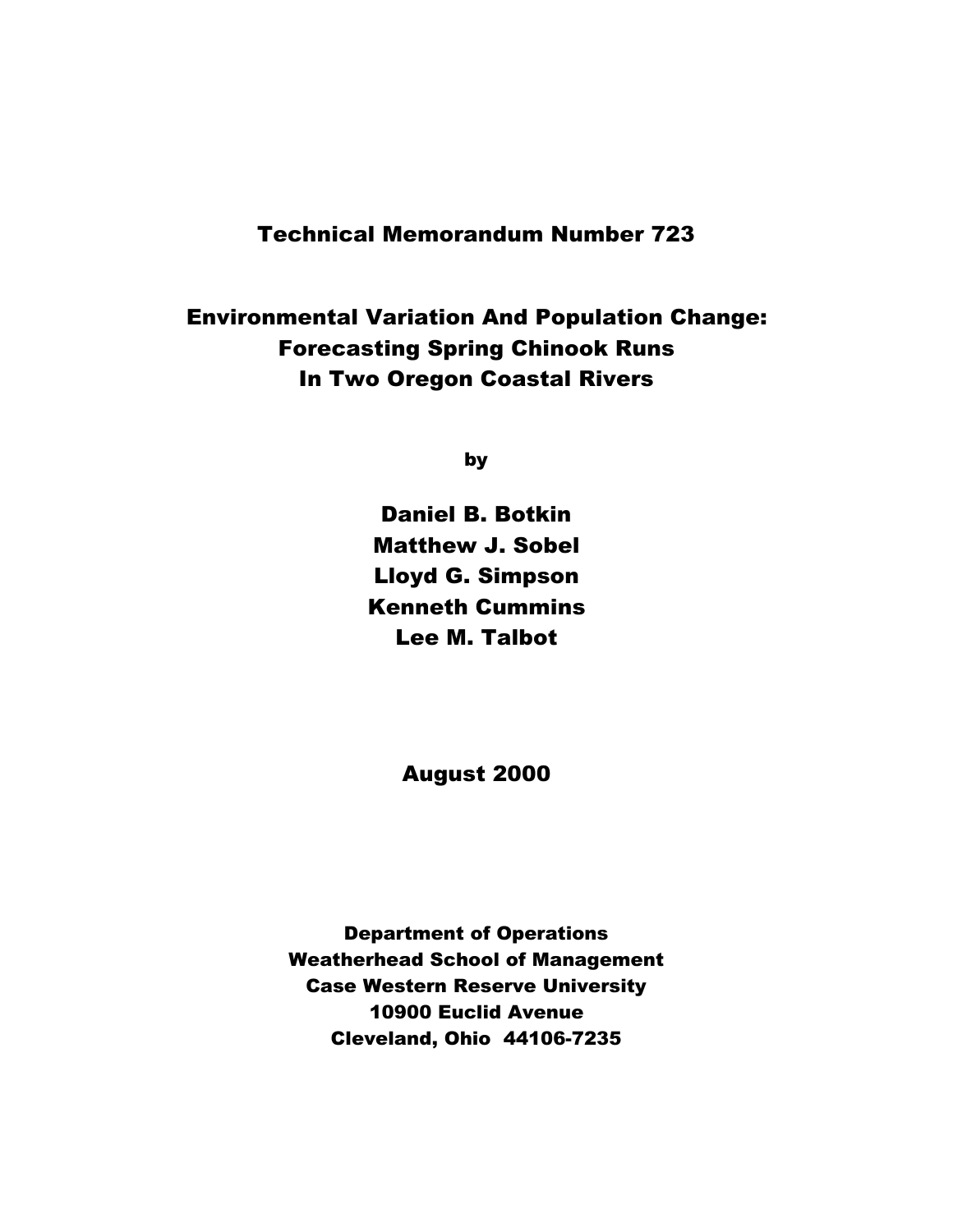Technical Memorandum Number 723

# Environmental Variation And Population Change: Forecasting Spring Chinook Runs In Two Oregon Coastal Rivers

by

Daniel B. Botkin
Matthew J. Sobel
Lloyd G. Simpson
Kenneth Cummins
Lee M. Talbot

August 2000

Department of Operations
Weatherhead School of Management
Case Western Reserve University
10900 Euclid Avenue
Cleveland, Ohio 44106-7235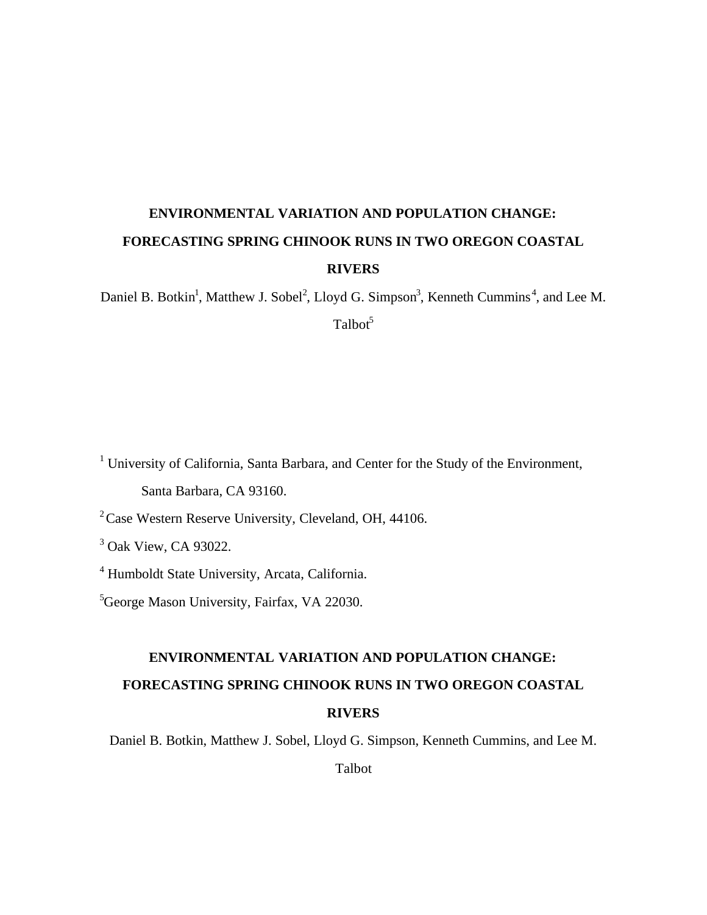# ENVIRONMENTAL VARIATION AND POPULATION CHANGE: FORECASTING SPRING CHINOOK RUNS IN TWO OREGON COASTAL RIVERS

Daniel B. Botkin[1], Matthew J. Sobel[2], Lloyd G. Simpson[3], Kenneth Cummins[4], and Lee M. Talbot[5]

[1] University of California, Santa Barbara, and Center for the Study of the Environment, Santa Barbara, CA 93160.

[2] Case Western Reserve University, Cleveland, OH, 44106.

[3] Oak View, CA 93022.

[4] Humboldt State University, Arcata, California.

[5] George Mason University, Fairfax, VA 22030.

# ENVIRONMENTAL VARIATION AND POPULATION CHANGE: FORECASTING SPRING CHINOOK RUNS IN TWO OREGON COASTAL RIVERS

Daniel B. Botkin, Matthew J. Sobel, Lloyd G. Simpson, Kenneth Cummins, and Lee M. Talbot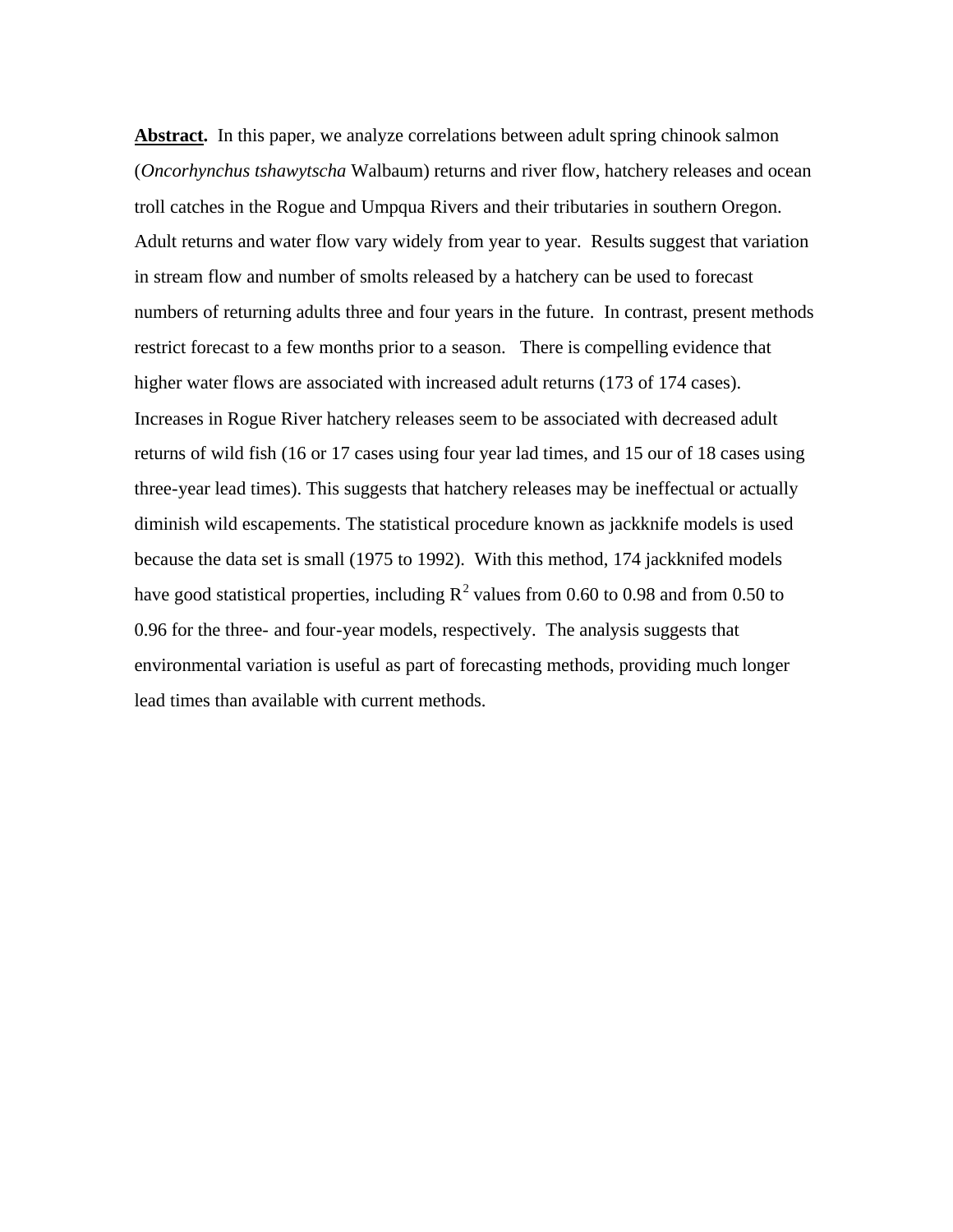**Abstract.** In this paper, we analyze correlations between adult spring chinook salmon (*Oncorhynchus tshawytscha* Walbaum) returns and river flow, hatchery releases and ocean troll catches in the Rogue and Umpqua Rivers and their tributaries in southern Oregon. Adult returns and water flow vary widely from year to year. Results suggest that variation in stream flow and number of smolts released by a hatchery can be used to forecast numbers of returning adults three and four years in the future. In contrast, present methods restrict forecast to a few months prior to a season. There is compelling evidence that higher water flows are associated with increased adult returns (173 of 174 cases). Increases in Rogue River hatchery releases seem to be associated with decreased adult returns of wild fish (16 or 17 cases using four year lad times, and 15 our of 18 cases using three-year lead times). This suggests that hatchery releases may be ineffectual or actually diminish wild escapements. The statistical procedure known as jackknife models is used because the data set is small (1975 to 1992). With this method, 174 jackknifed models have good statistical properties, including $R^2$ values from 0.60 to 0.98 and from 0.50 to 0.96 for the three- and four-year models, respectively. The analysis suggests that environmental variation is useful as part of forecasting methods, providing much longer lead times than available with current methods.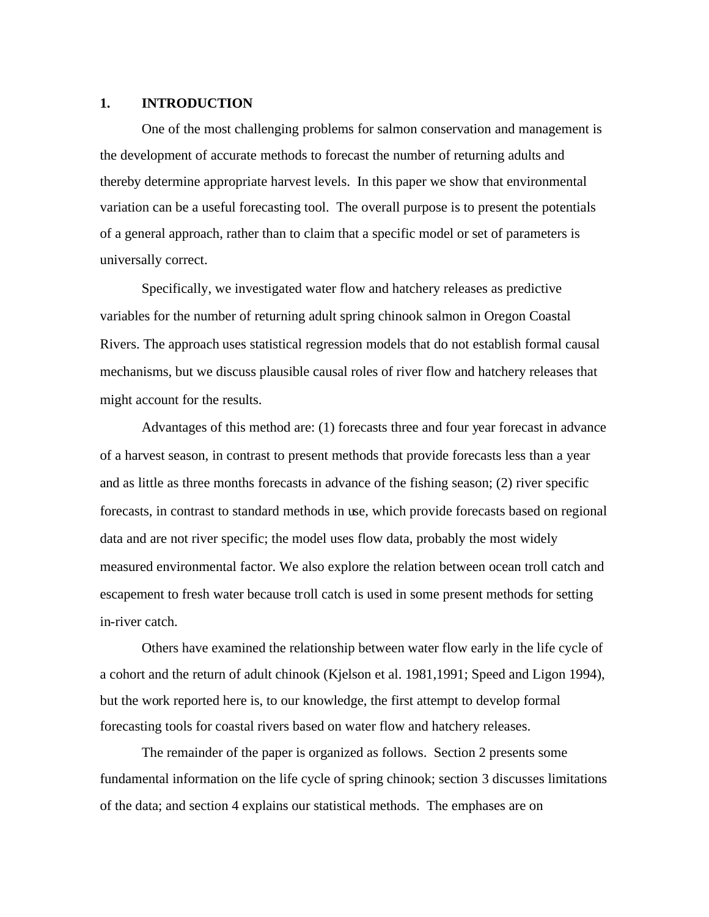## 1. INTRODUCTION

One of the most challenging problems for salmon conservation and management is the development of accurate methods to forecast the number of returning adults and thereby determine appropriate harvest levels. In this paper we show that environmental variation can be a useful forecasting tool. The overall purpose is to present the potentials of a general approach, rather than to claim that a specific model or set of parameters is universally correct.

Specifically, we investigated water flow and hatchery releases as predictive variables for the number of returning adult spring chinook salmon in Oregon Coastal Rivers. The approach uses statistical regression models that do not establish formal causal mechanisms, but we discuss plausible causal roles of river flow and hatchery releases that might account for the results.

Advantages of this method are: (1) forecasts three and four year forecast in advance of a harvest season, in contrast to present methods that provide forecasts less than a year and as little as three months forecasts in advance of the fishing season; (2) river specific forecasts, in contrast to standard methods in use, which provide forecasts based on regional data and are not river specific; the model uses flow data, probably the most widely measured environmental factor. We also explore the relation between ocean troll catch and escapement to fresh water because troll catch is used in some present methods for setting in-river catch.

Others have examined the relationship between water flow early in the life cycle of a cohort and the return of adult chinook (Kjelson et al. 1981,1991; Speed and Ligon 1994), but the work reported here is, to our knowledge, the first attempt to develop formal forecasting tools for coastal rivers based on water flow and hatchery releases.

The remainder of the paper is organized as follows. Section 2 presents some fundamental information on the life cycle of spring chinook; section 3 discusses limitations of the data; and section 4 explains our statistical methods. The emphases are on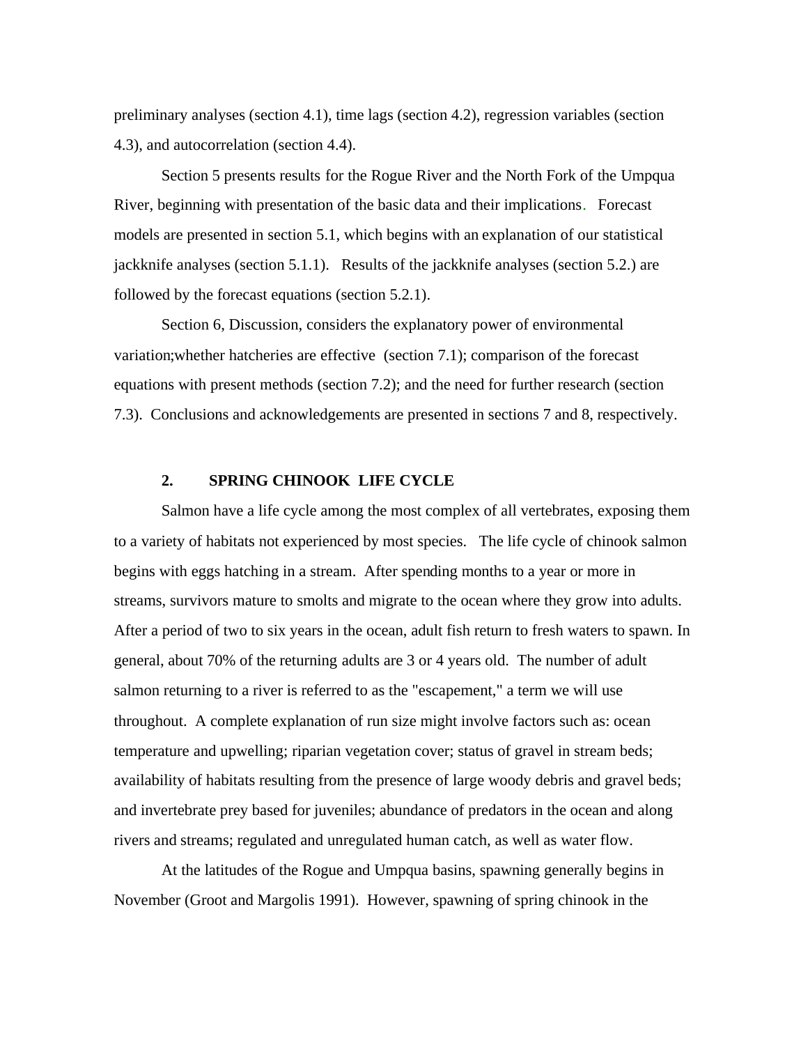preliminary analyses (section 4.1), time lags (section 4.2), regression variables (section 4.3), and autocorrelation (section 4.4).

Section 5 presents results for the Rogue River and the North Fork of the Umpqua River, beginning with presentation of the basic data and their implications. Forecast models are presented in section 5.1, which begins with an explanation of our statistical jackknife analyses (section 5.1.1). Results of the jackknife analyses (section 5.2.) are followed by the forecast equations (section 5.2.1).

Section 6, Discussion, considers the explanatory power of environmental variation;whether hatcheries are effective (section 7.1); comparison of the forecast equations with present methods (section 7.2); and the need for further research (section 7.3). Conclusions and acknowledgements are presented in sections 7 and 8, respectively.

## 2. SPRING CHINOOK LIFE CYCLE

Salmon have a life cycle among the most complex of all vertebrates, exposing them to a variety of habitats not experienced by most species. The life cycle of chinook salmon begins with eggs hatching in a stream. After spending months to a year or more in streams, survivors mature to smolts and migrate to the ocean where they grow into adults. After a period of two to six years in the ocean, adult fish return to fresh waters to spawn. In general, about 70% of the returning adults are 3 or 4 years old. The number of adult salmon returning to a river is referred to as the "escapement," a term we will use throughout. A complete explanation of run size might involve factors such as: ocean temperature and upwelling; riparian vegetation cover; status of gravel in stream beds; availability of habitats resulting from the presence of large woody debris and gravel beds; and invertebrate prey based for juveniles; abundance of predators in the ocean and along rivers and streams; regulated and unregulated human catch, as well as water flow.

At the latitudes of the Rogue and Umpqua basins, spawning generally begins in November (Groot and Margolis 1991). However, spawning of spring chinook in the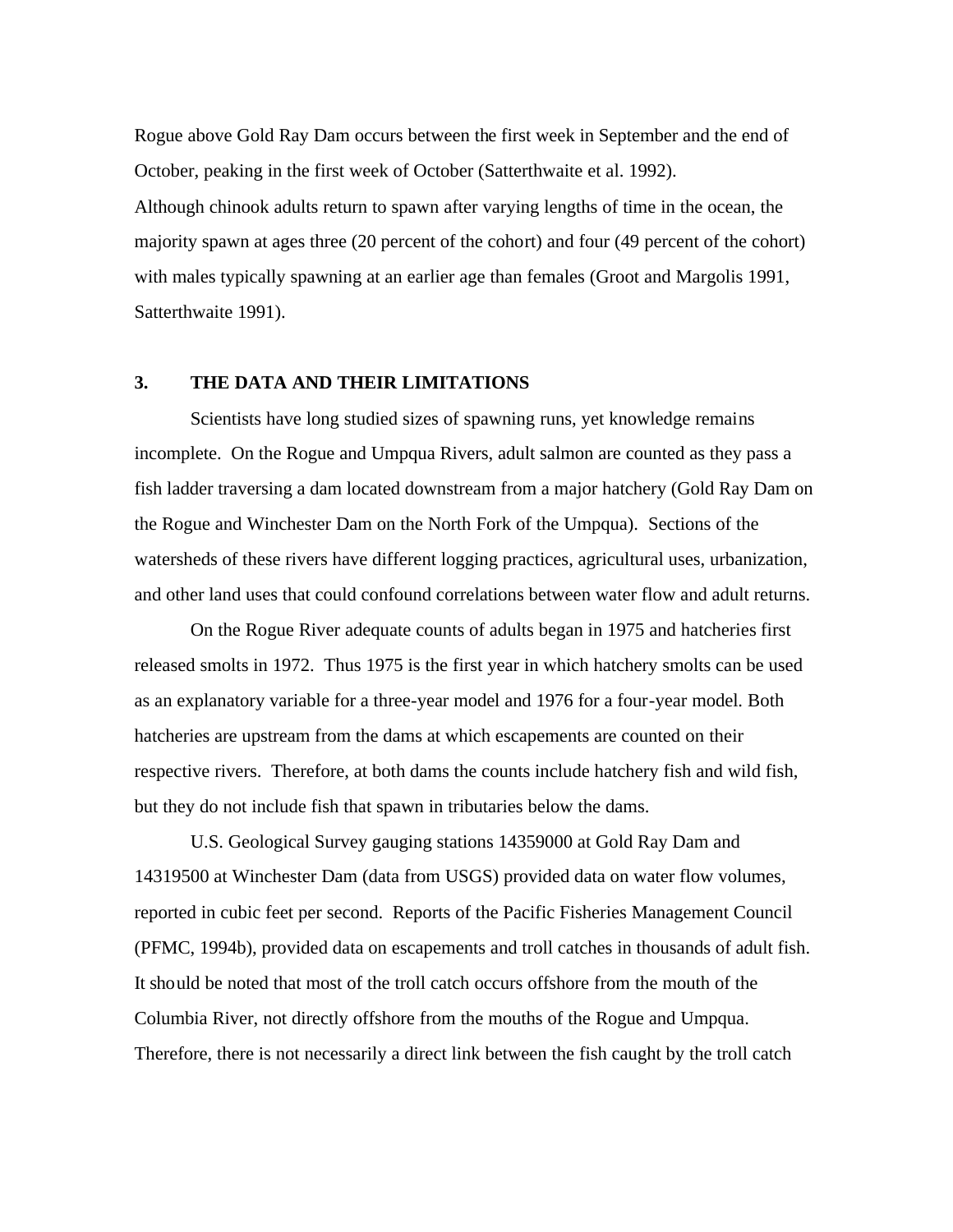Rogue above Gold Ray Dam occurs between the first week in September and the end of October, peaking in the first week of October (Satterthwaite et al. 1992).
Although chinook adults return to spawn after varying lengths of time in the ocean, the majority spawn at ages three (20 percent of the cohort) and four (49 percent of the cohort) with males typically spawning at an earlier age than females (Groot and Margolis 1991, Satterthwaite 1991).

## 3. THE DATA AND THEIR LIMITATIONS

Scientists have long studied sizes of spawning runs, yet knowledge remains incomplete. On the Rogue and Umpqua Rivers, adult salmon are counted as they pass a fish ladder traversing a dam located downstream from a major hatchery (Gold Ray Dam on the Rogue and Winchester Dam on the North Fork of the Umpqua). Sections of the watersheds of these rivers have different logging practices, agricultural uses, urbanization, and other land uses that could confound correlations between water flow and adult returns.

On the Rogue River adequate counts of adults began in 1975 and hatcheries first released smolts in 1972. Thus 1975 is the first year in which hatchery smolts can be used as an explanatory variable for a three-year model and 1976 for a four-year model. Both hatcheries are upstream from the dams at which escapements are counted on their respective rivers. Therefore, at both dams the counts include hatchery fish and wild fish, but they do not include fish that spawn in tributaries below the dams.

U.S. Geological Survey gauging stations 14359000 at Gold Ray Dam and 14319500 at Winchester Dam (data from USGS) provided data on water flow volumes, reported in cubic feet per second. Reports of the Pacific Fisheries Management Council (PFMC, 1994b), provided data on escapements and troll catches in thousands of adult fish. It should be noted that most of the troll catch occurs offshore from the mouth of the Columbia River, not directly offshore from the mouths of the Rogue and Umpqua. Therefore, there is not necessarily a direct link between the fish caught by the troll catch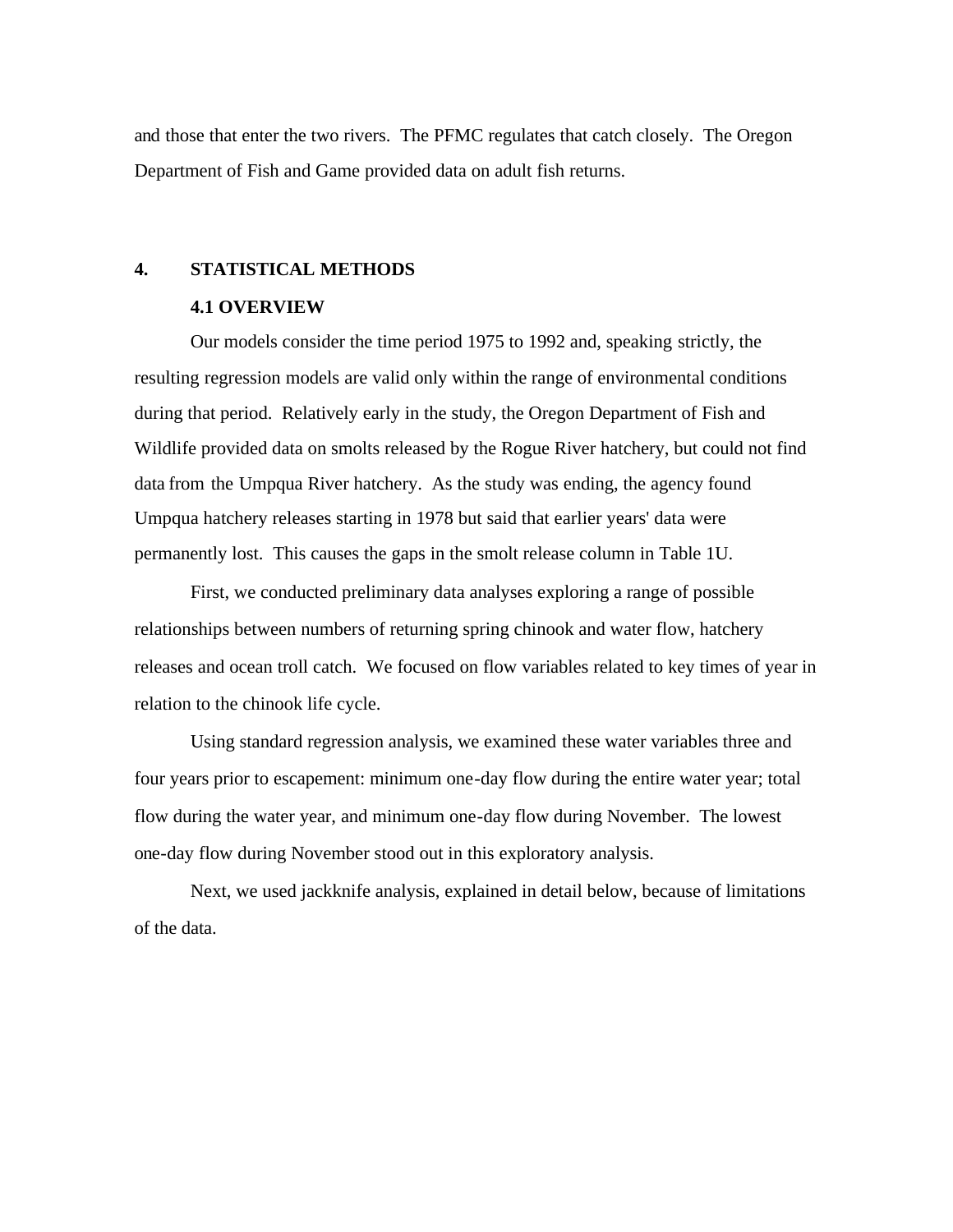and those that enter the two rivers. The PFMC regulates that catch closely. The Oregon Department of Fish and Game provided data on adult fish returns.

## 4. STATISTICAL METHODS

### 4.1 OVERVIEW

Our models consider the time period 1975 to 1992 and, speaking strictly, the resulting regression models are valid only within the range of environmental conditions during that period. Relatively early in the study, the Oregon Department of Fish and Wildlife provided data on smolts released by the Rogue River hatchery, but could not find data from the Umpqua River hatchery. As the study was ending, the agency found Umpqua hatchery releases starting in 1978 but said that earlier years' data were permanently lost. This causes the gaps in the smolt release column in Table 1U.

First, we conducted preliminary data analyses exploring a range of possible relationships between numbers of returning spring chinook and water flow, hatchery releases and ocean troll catch. We focused on flow variables related to key times of year in relation to the chinook life cycle.

Using standard regression analysis, we examined these water variables three and four years prior to escapement: minimum one-day flow during the entire water year; total flow during the water year, and minimum one-day flow during November. The lowest one-day flow during November stood out in this exploratory analysis.

Next, we used jackknife analysis, explained in detail below, because of limitations of the data.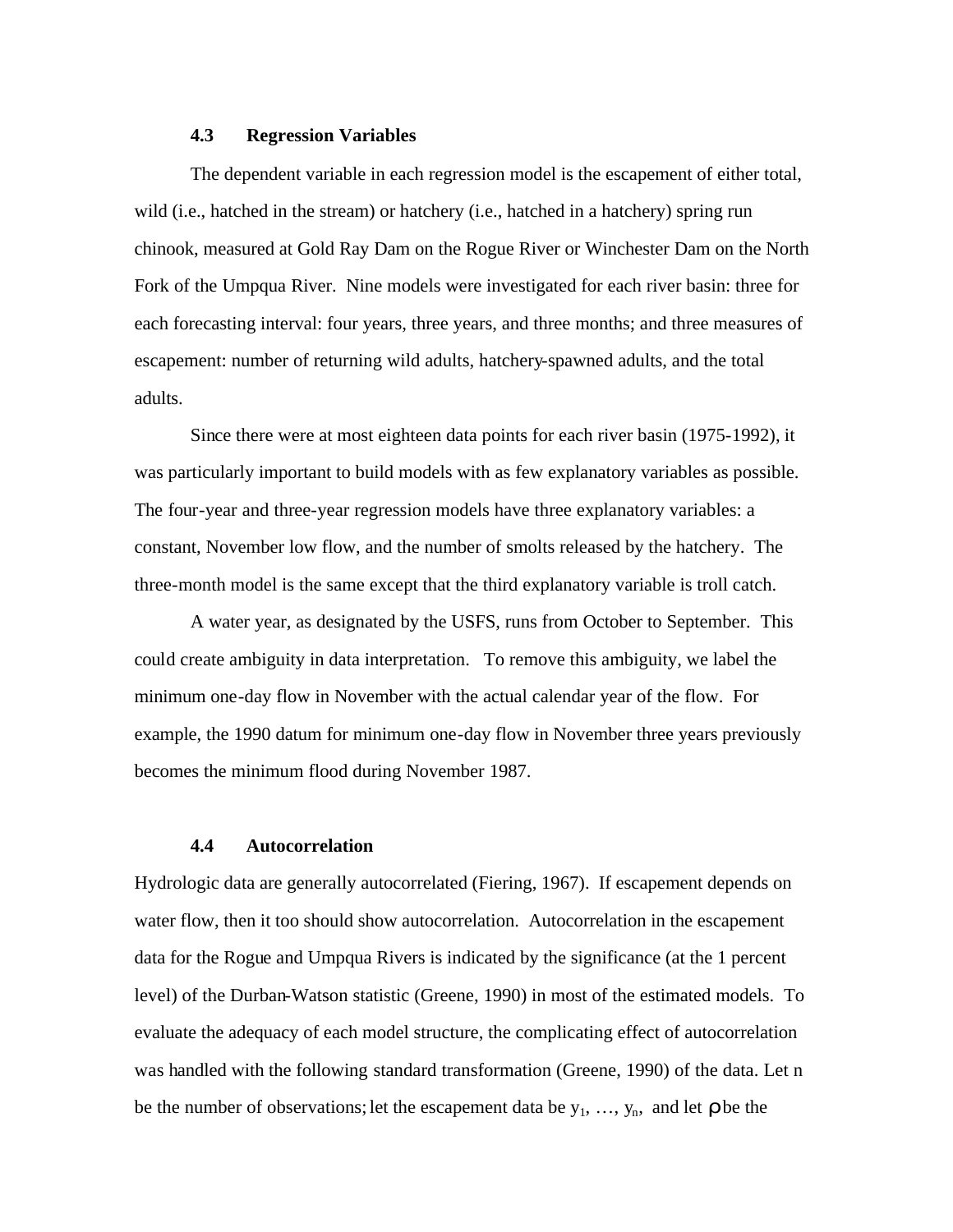### 4.3 Regression Variables

The dependent variable in each regression model is the escapement of either total, wild (i.e., hatched in the stream) or hatchery (i.e., hatched in a hatchery) spring run chinook, measured at Gold Ray Dam on the Rogue River or Winchester Dam on the North Fork of the Umpqua River. Nine models were investigated for each river basin: three for each forecasting interval: four years, three years, and three months; and three measures of escapement: number of returning wild adults, hatchery-spawned adults, and the total adults.

Since there were at most eighteen data points for each river basin (1975-1992), it was particularly important to build models with as few explanatory variables as possible. The four-year and three-year regression models have three explanatory variables: a constant, November low flow, and the number of smolts released by the hatchery. The three-month model is the same except that the third explanatory variable is troll catch.

A water year, as designated by the USFS, runs from October to September. This could create ambiguity in data interpretation. To remove this ambiguity, we label the minimum one-day flow in November with the actual calendar year of the flow. For example, the 1990 datum for minimum one-day flow in November three years previously becomes the minimum flood during November 1987.

### 4.4 Autocorrelation

Hydrologic data are generally autocorrelated (Fiering, 1967). If escapement depends on water flow, then it too should show autocorrelation. Autocorrelation in the escapement data for the Rogue and Umpqua Rivers is indicated by the significance (at the 1 percent level) of the Durban-Watson statistic (Greene, 1990) in most of the estimated models. To evaluate the adequacy of each model structure, the complicating effect of autocorrelation was handled with the following standard transformation (Greene, 1990) of the data. Let n be the number of observations; let the escapement data be $y_1, \ldots, y_n$, and let $\rho$ be the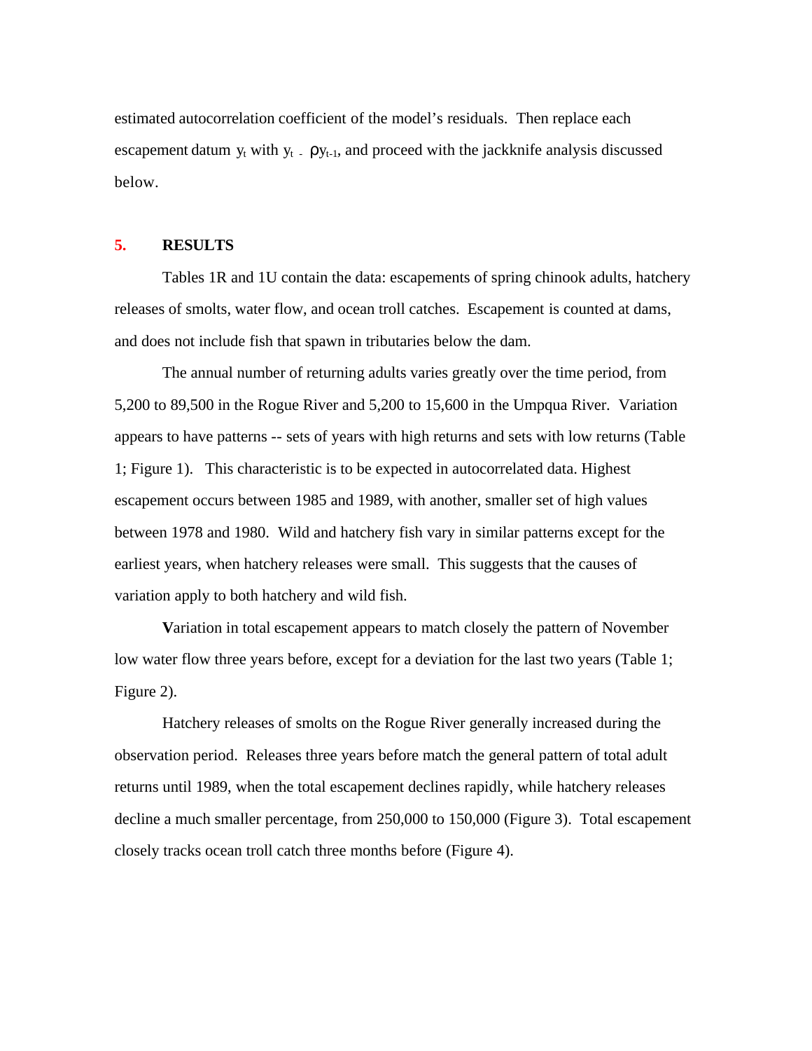estimated autocorrelation coefficient of the model's residuals. Then replace each escapement datum $y_t$ with $y_t - \rho y_{t-1}$, and proceed with the jackknife analysis discussed below.

## 5. RESULTS

Tables 1R and 1U contain the data: escapements of spring chinook adults, hatchery releases of smolts, water flow, and ocean troll catches. Escapement is counted at dams, and does not include fish that spawn in tributaries below the dam.

The annual number of returning adults varies greatly over the time period, from 5,200 to 89,500 in the Rogue River and 5,200 to 15,600 in the Umpqua River. Variation appears to have patterns -- sets of years with high returns and sets with low returns (Table 1; Figure 1). This characteristic is to be expected in autocorrelated data. Highest escapement occurs between 1985 and 1989, with another, smaller set of high values between 1978 and 1980. Wild and hatchery fish vary in similar patterns except for the earliest years, when hatchery releases were small. This suggests that the causes of variation apply to both hatchery and wild fish.

Variation in total escapement appears to match closely the pattern of November low water flow three years before, except for a deviation for the last two years (Table 1; Figure 2).

Hatchery releases of smolts on the Rogue River generally increased during the observation period. Releases three years before match the general pattern of total adult returns until 1989, when the total escapement declines rapidly, while hatchery releases decline a much smaller percentage, from 250,000 to 150,000 (Figure 3). Total escapement closely tracks ocean troll catch three months before (Figure 4).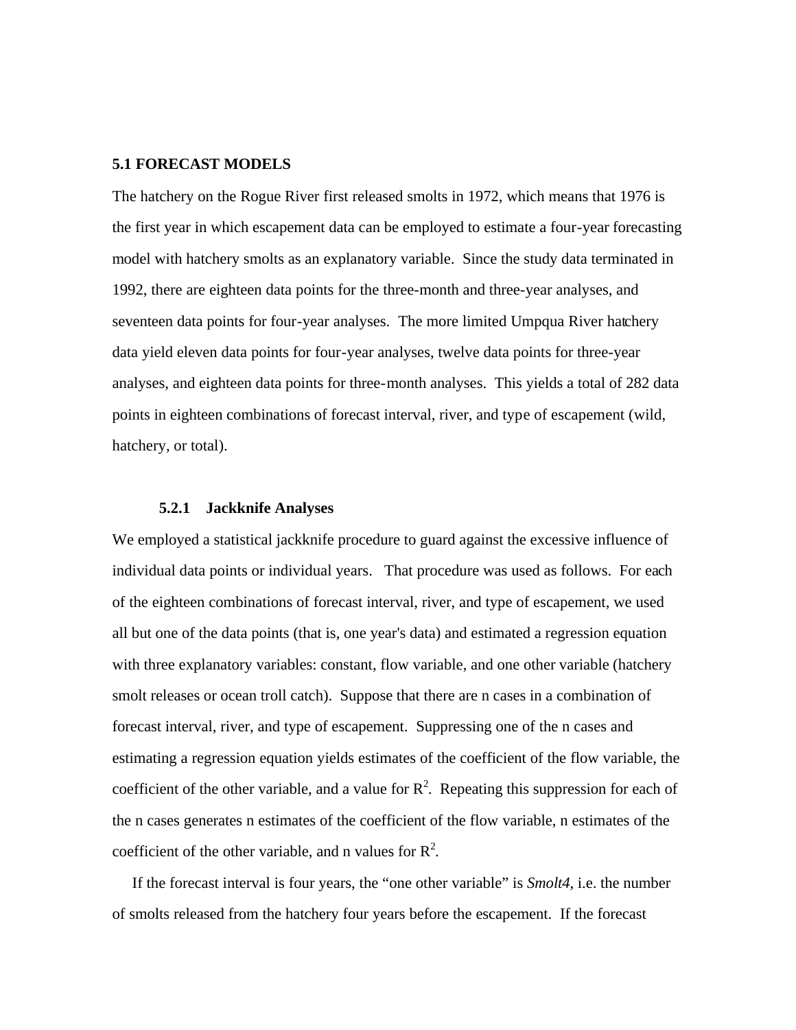## 5.1 FORECAST MODELS

The hatchery on the Rogue River first released smolts in 1972, which means that 1976 is the first year in which escapement data can be employed to estimate a four-year forecasting model with hatchery smolts as an explanatory variable. Since the study data terminated in 1992, there are eighteen data points for the three-month and three-year analyses, and seventeen data points for four-year analyses. The more limited Umpqua River hatchery data yield eleven data points for four-year analyses, twelve data points for three-year analyses, and eighteen data points for three-month analyses. This yields a total of 282 data points in eighteen combinations of forecast interval, river, and type of escapement (wild, hatchery, or total).

### 5.2.1 Jackknife Analyses

We employed a statistical jackknife procedure to guard against the excessive influence of individual data points or individual years. That procedure was used as follows. For each of the eighteen combinations of forecast interval, river, and type of escapement, we used all but one of the data points (that is, one year's data) and estimated a regression equation with three explanatory variables: constant, flow variable, and one other variable (hatchery smolt releases or ocean troll catch). Suppose that there are n cases in a combination of forecast interval, river, and type of escapement. Suppressing one of the n cases and estimating a regression equation yields estimates of the coefficient of the flow variable, the coefficient of the other variable, and a value for $R^2$. Repeating this suppression for each of the n cases generates n estimates of the coefficient of the flow variable, n estimates of the coefficient of the other variable, and n values for $R^2$.

If the forecast interval is four years, the "one other variable" is *Smolt4*, i.e. the number of smolts released from the hatchery four years before the escapement. If the forecast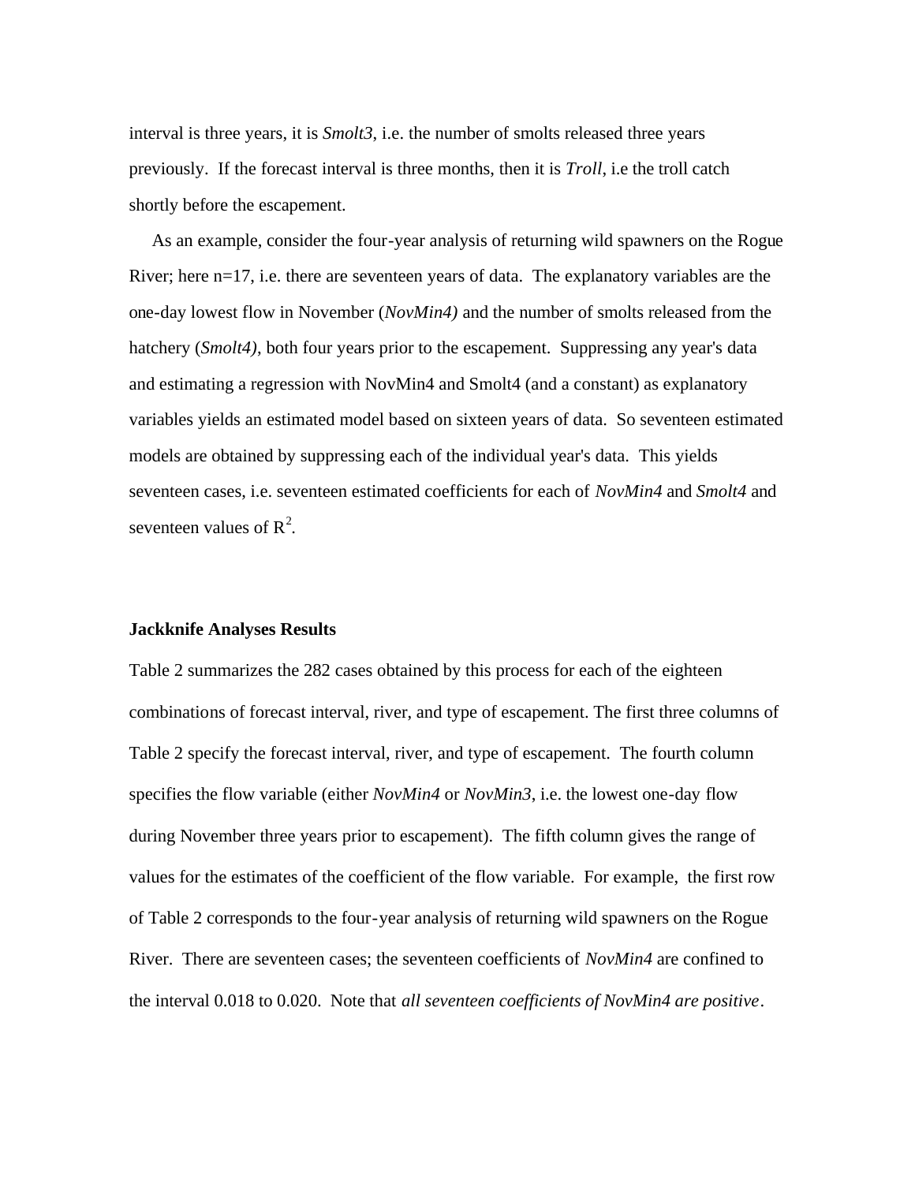interval is three years, it is *Smolt3*, i.e. the number of smolts released three years previously. If the forecast interval is three months, then it is *Troll*, i.e the troll catch shortly before the escapement.

As an example, consider the four-year analysis of returning wild spawners on the Rogue River; here n=17, i.e. there are seventeen years of data. The explanatory variables are the one-day lowest flow in November (*NovMin4)* and the number of smolts released from the hatchery (*Smolt4)*, both four years prior to the escapement. Suppressing any year's data and estimating a regression with NovMin4 and Smolt4 (and a constant) as explanatory variables yields an estimated model based on sixteen years of data. So seventeen estimated models are obtained by suppressing each of the individual year's data. This yields seventeen cases, i.e. seventeen estimated coefficients for each of *NovMin4* and *Smolt4* and seventeen values of $R^2$.

**Jackknife Analyses Results**

Table 2 summarizes the 282 cases obtained by this process for each of the eighteen combinations of forecast interval, river, and type of escapement. The first three columns of Table 2 specify the forecast interval, river, and type of escapement. The fourth column specifies the flow variable (either *NovMin4* or *NovMin3*, i.e. the lowest one-day flow during November three years prior to escapement). The fifth column gives the range of values for the estimates of the coefficient of the flow variable. For example, the first row of Table 2 corresponds to the four-year analysis of returning wild spawners on the Rogue River. There are seventeen cases; the seventeen coefficients of *NovMin4* are confined to the interval 0.018 to 0.020. Note that *all seventeen coefficients of NovMin4 are positive*.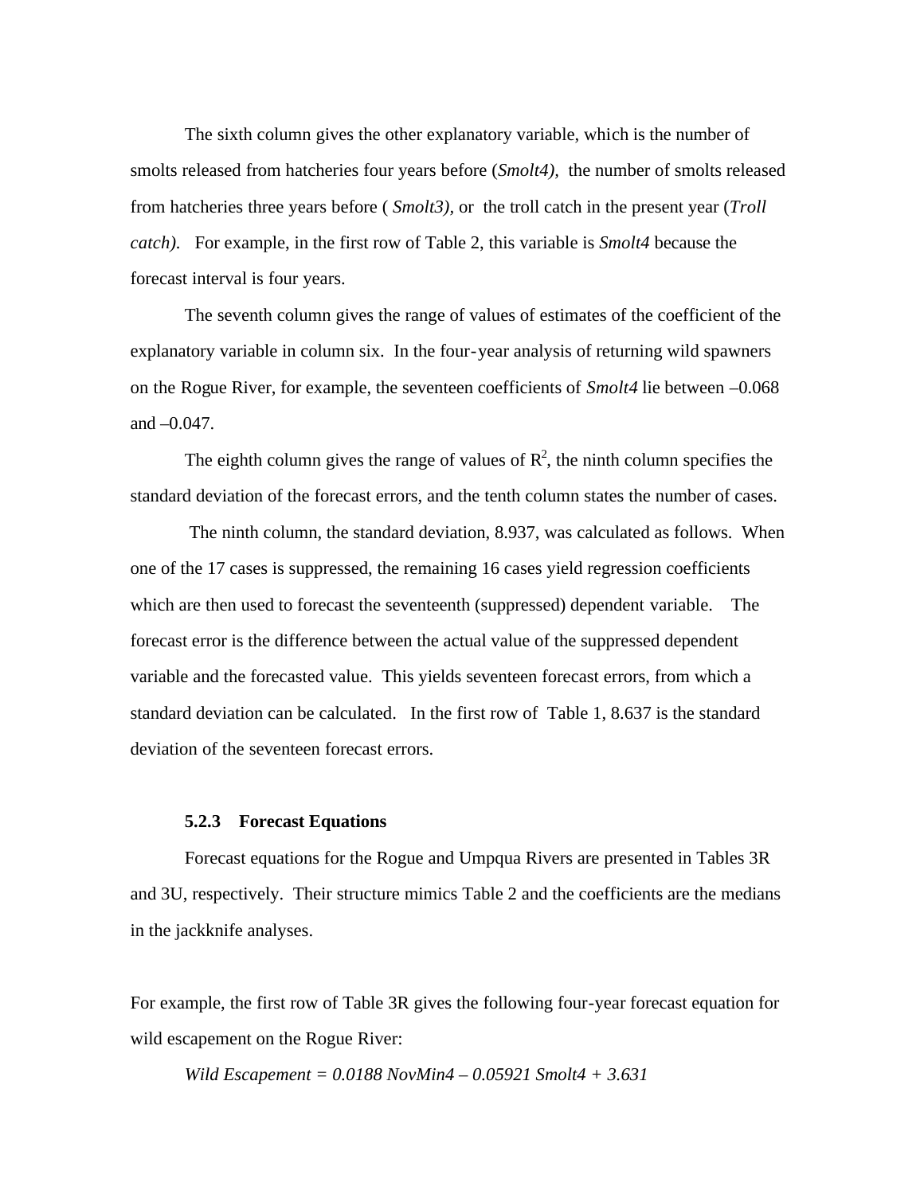The sixth column gives the other explanatory variable, which is the number of smolts released from hatcheries four years before (*Smolt4),* the number of smolts released from hatcheries three years before ( *Smolt3),* or the troll catch in the present year (*Troll catch).* For example, in the first row of Table 2, this variable is *Smolt4* because the forecast interval is four years.

The seventh column gives the range of values of estimates of the coefficient of the explanatory variable in column six. In the four-year analysis of returning wild spawners on the Rogue River, for example, the seventeen coefficients of *Smolt4* lie between –0.068 and –0.047.

The eighth column gives the range of values of $R^2$, the ninth column specifies the standard deviation of the forecast errors, and the tenth column states the number of cases.

The ninth column, the standard deviation, 8.937, was calculated as follows. When one of the 17 cases is suppressed, the remaining 16 cases yield regression coefficients which are then used to forecast the seventeenth (suppressed) dependent variable. The forecast error is the difference between the actual value of the suppressed dependent variable and the forecasted value. This yields seventeen forecast errors, from which a standard deviation can be calculated. In the first row of Table 1, 8.637 is the standard deviation of the seventeen forecast errors.

### 5.2.3 Forecast Equations

Forecast equations for the Rogue and Umpqua Rivers are presented in Tables 3R and 3U, respectively. Their structure mimics Table 2 and the coefficients are the medians in the jackknife analyses.

For example, the first row of Table 3R gives the following four-year forecast equation for wild escapement on the Rogue River:

$$\textit{Wild Escapement} = 0.0188\ \textit{NovMin4} - 0.05921\ \textit{Smolt4} + 3.631$$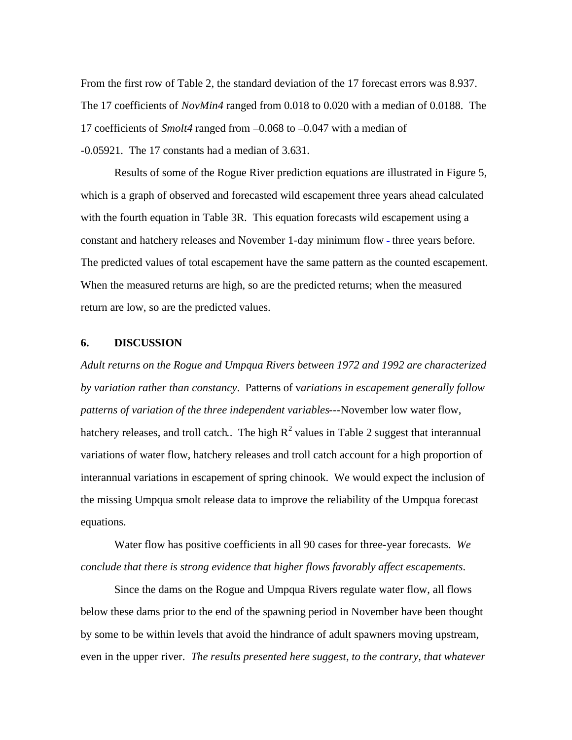From the first row of Table 2, the standard deviation of the 17 forecast errors was 8.937. The 17 coefficients of *NovMin4* ranged from 0.018 to 0.020 with a median of 0.0188. The 17 coefficients of *Smolt4* ranged from –0.068 to –0.047 with a median of -0.05921. The 17 constants had a median of 3.631.

Results of some of the Rogue River prediction equations are illustrated in Figure 5, which is a graph of observed and forecasted wild escapement three years ahead calculated with the fourth equation in Table 3R. This equation forecasts wild escapement using a constant and hatchery releases and November 1-day minimum flow - three years before. The predicted values of total escapement have the same pattern as the counted escapement. When the measured returns are high, so are the predicted returns; when the measured return are low, so are the predicted values.

## 6. DISCUSSION

*Adult returns on the Rogue and Umpqua Rivers between 1972 and 1992 are characterized by variation rather than constancy*. Patterns of v*ariations in escapement generally follow patterns of variation of the three independent variables*---November low water flow, hatchery releases, and troll catch.. The high $R^2$ values in Table 2 suggest that interannual variations of water flow, hatchery releases and troll catch account for a high proportion of interannual variations in escapement of spring chinook. We would expect the inclusion of the missing Umpqua smolt release data to improve the reliability of the Umpqua forecast equations.

Water flow has positive coefficients in all 90 cases for three-year forecasts. *We conclude that there is strong evidence that higher flows favorably affect escapements*.

Since the dams on the Rogue and Umpqua Rivers regulate water flow, all flows below these dams prior to the end of the spawning period in November have been thought by some to be within levels that avoid the hindrance of adult spawners moving upstream, even in the upper river. *The results presented here suggest, to the contrary, that whatever*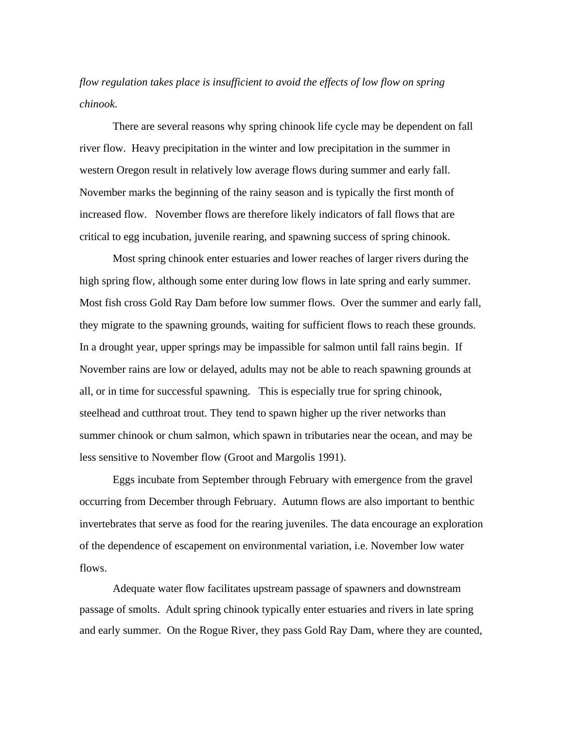*flow regulation takes place is insufficient to avoid the effects of low flow on spring chinook.*

There are several reasons why spring chinook life cycle may be dependent on fall river flow. Heavy precipitation in the winter and low precipitation in the summer in western Oregon result in relatively low average flows during summer and early fall. November marks the beginning of the rainy season and is typically the first month of increased flow. November flows are therefore likely indicators of fall flows that are critical to egg incubation, juvenile rearing, and spawning success of spring chinook.

Most spring chinook enter estuaries and lower reaches of larger rivers during the high spring flow, although some enter during low flows in late spring and early summer. Most fish cross Gold Ray Dam before low summer flows. Over the summer and early fall, they migrate to the spawning grounds, waiting for sufficient flows to reach these grounds. In a drought year, upper springs may be impassible for salmon until fall rains begin. If November rains are low or delayed, adults may not be able to reach spawning grounds at all, or in time for successful spawning. This is especially true for spring chinook, steelhead and cutthroat trout. They tend to spawn higher up the river networks than summer chinook or chum salmon, which spawn in tributaries near the ocean, and may be less sensitive to November flow (Groot and Margolis 1991).

Eggs incubate from September through February with emergence from the gravel occurring from December through February. Autumn flows are also important to benthic invertebrates that serve as food for the rearing juveniles. The data encourage an exploration of the dependence of escapement on environmental variation, i.e. November low water flows.

Adequate water flow facilitates upstream passage of spawners and downstream passage of smolts. Adult spring chinook typically enter estuaries and rivers in late spring and early summer. On the Rogue River, they pass Gold Ray Dam, where they are counted,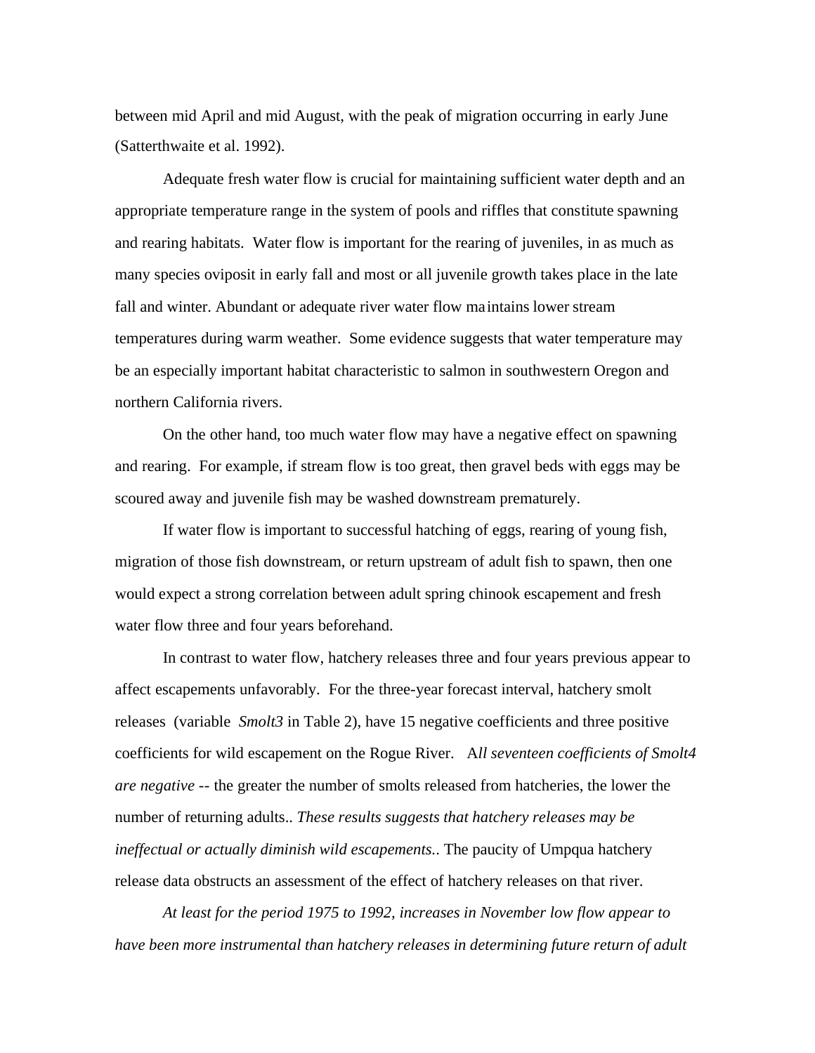between mid April and mid August, with the peak of migration occurring in early June (Satterthwaite et al. 1992).

Adequate fresh water flow is crucial for maintaining sufficient water depth and an appropriate temperature range in the system of pools and riffles that constitute spawning and rearing habitats. Water flow is important for the rearing of juveniles, in as much as many species oviposit in early fall and most or all juvenile growth takes place in the late fall and winter. Abundant or adequate river water flow maintains lower stream temperatures during warm weather. Some evidence suggests that water temperature may be an especially important habitat characteristic to salmon in southwestern Oregon and northern California rivers.

On the other hand, too much water flow may have a negative effect on spawning and rearing. For example, if stream flow is too great, then gravel beds with eggs may be scoured away and juvenile fish may be washed downstream prematurely.

If water flow is important to successful hatching of eggs, rearing of young fish, migration of those fish downstream, or return upstream of adult fish to spawn, then one would expect a strong correlation between adult spring chinook escapement and fresh water flow three and four years beforehand.

In contrast to water flow, hatchery releases three and four years previous appear to affect escapements unfavorably. For the three-year forecast interval, hatchery smolt releases (variable *Smolt3* in Table 2), have 15 negative coefficients and three positive coefficients for wild escapement on the Rogue River. A*ll seventeen coefficients of Smolt4 are negative* -- the greater the number of smolts released from hatcheries, the lower the number of returning adults.. *These results suggests that hatchery releases may be ineffectual or actually diminish wild escapements..* The paucity of Umpqua hatchery release data obstructs an assessment of the effect of hatchery releases on that river.

*At least for the period 1975 to 1992, increases in November low flow appear to have been more instrumental than hatchery releases in determining future return of adult*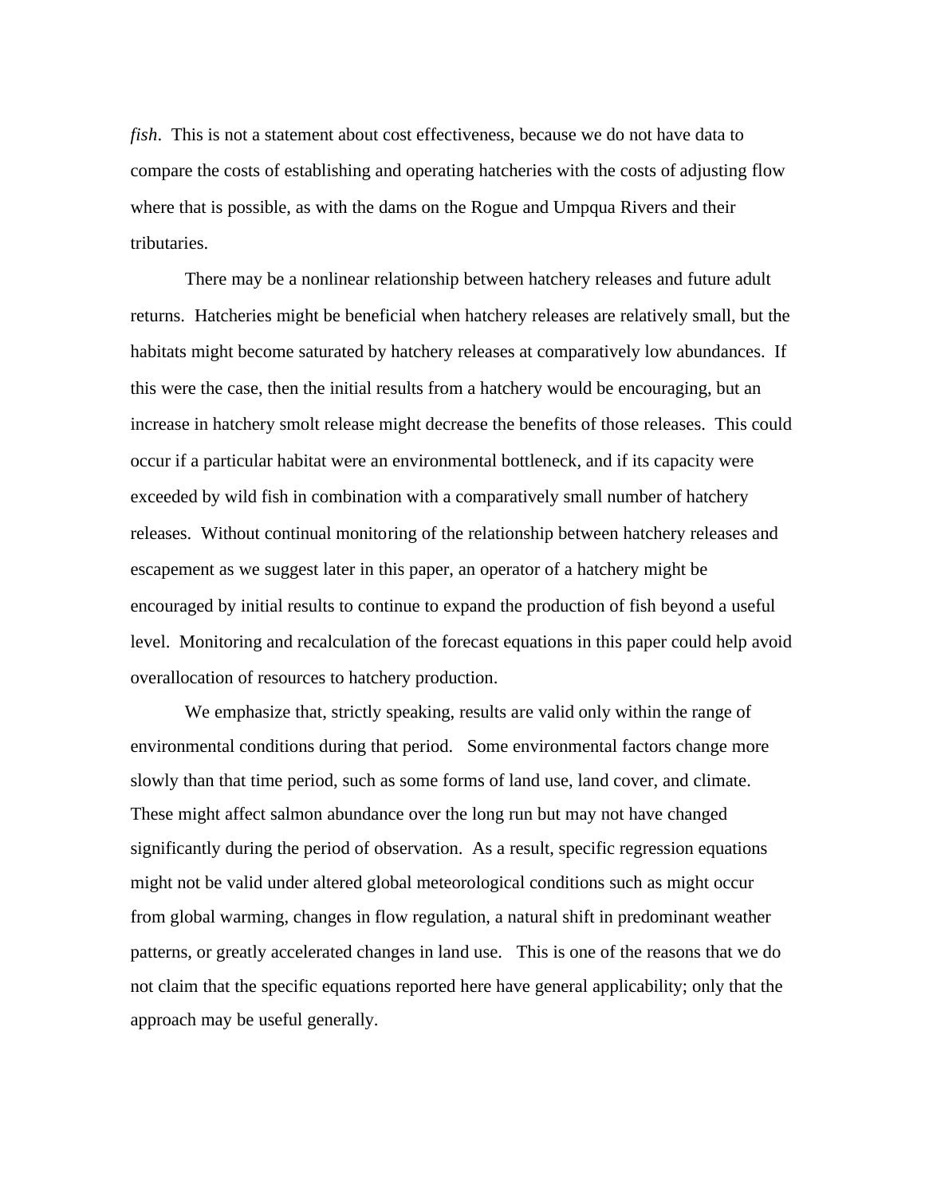*fish*. This is not a statement about cost effectiveness, because we do not have data to compare the costs of establishing and operating hatcheries with the costs of adjusting flow where that is possible, as with the dams on the Rogue and Umpqua Rivers and their tributaries.

There may be a nonlinear relationship between hatchery releases and future adult returns. Hatcheries might be beneficial when hatchery releases are relatively small, but the habitats might become saturated by hatchery releases at comparatively low abundances. If this were the case, then the initial results from a hatchery would be encouraging, but an increase in hatchery smolt release might decrease the benefits of those releases. This could occur if a particular habitat were an environmental bottleneck, and if its capacity were exceeded by wild fish in combination with a comparatively small number of hatchery releases. Without continual monitoring of the relationship between hatchery releases and escapement as we suggest later in this paper, an operator of a hatchery might be encouraged by initial results to continue to expand the production of fish beyond a useful level. Monitoring and recalculation of the forecast equations in this paper could help avoid overallocation of resources to hatchery production.

We emphasize that, strictly speaking, results are valid only within the range of environmental conditions during that period. Some environmental factors change more slowly than that time period, such as some forms of land use, land cover, and climate. These might affect salmon abundance over the long run but may not have changed significantly during the period of observation. As a result, specific regression equations might not be valid under altered global meteorological conditions such as might occur from global warming, changes in flow regulation, a natural shift in predominant weather patterns, or greatly accelerated changes in land use. This is one of the reasons that we do not claim that the specific equations reported here have general applicability; only that the approach may be useful generally.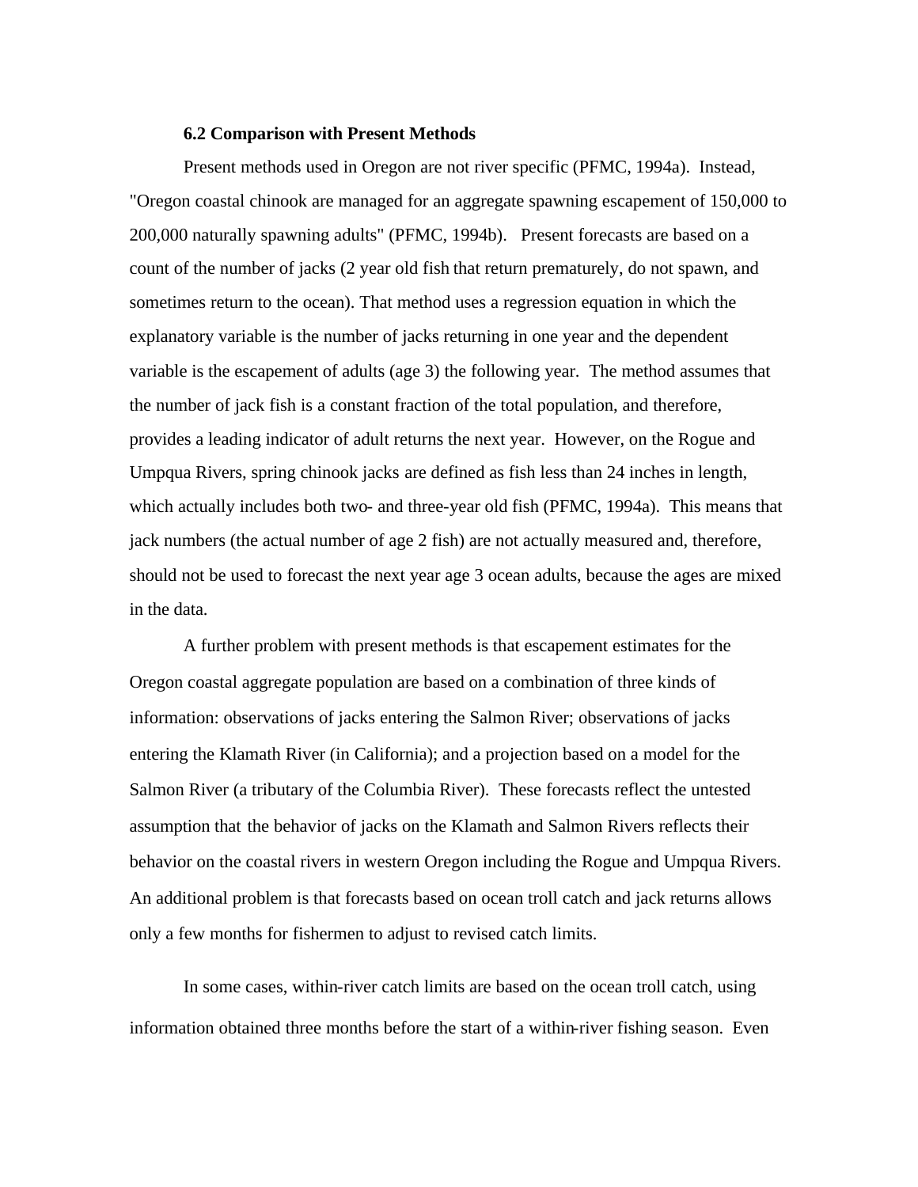### 6.2 Comparison with Present Methods

Present methods used in Oregon are not river specific (PFMC, 1994a). Instead, "Oregon coastal chinook are managed for an aggregate spawning escapement of 150,000 to 200,000 naturally spawning adults" (PFMC, 1994b). Present forecasts are based on a count of the number of jacks (2 year old fish that return prematurely, do not spawn, and sometimes return to the ocean). That method uses a regression equation in which the explanatory variable is the number of jacks returning in one year and the dependent variable is the escapement of adults (age 3) the following year. The method assumes that the number of jack fish is a constant fraction of the total population, and therefore, provides a leading indicator of adult returns the next year. However, on the Rogue and Umpqua Rivers, spring chinook jacks are defined as fish less than 24 inches in length, which actually includes both two- and three-year old fish (PFMC, 1994a). This means that jack numbers (the actual number of age 2 fish) are not actually measured and, therefore, should not be used to forecast the next year age 3 ocean adults, because the ages are mixed in the data.

A further problem with present methods is that escapement estimates for the Oregon coastal aggregate population are based on a combination of three kinds of information: observations of jacks entering the Salmon River; observations of jacks entering the Klamath River (in California); and a projection based on a model for the Salmon River (a tributary of the Columbia River). These forecasts reflect the untested assumption that the behavior of jacks on the Klamath and Salmon Rivers reflects their behavior on the coastal rivers in western Oregon including the Rogue and Umpqua Rivers. An additional problem is that forecasts based on ocean troll catch and jack returns allows only a few months for fishermen to adjust to revised catch limits.

In some cases, within-river catch limits are based on the ocean troll catch, using information obtained three months before the start of a within-river fishing season. Even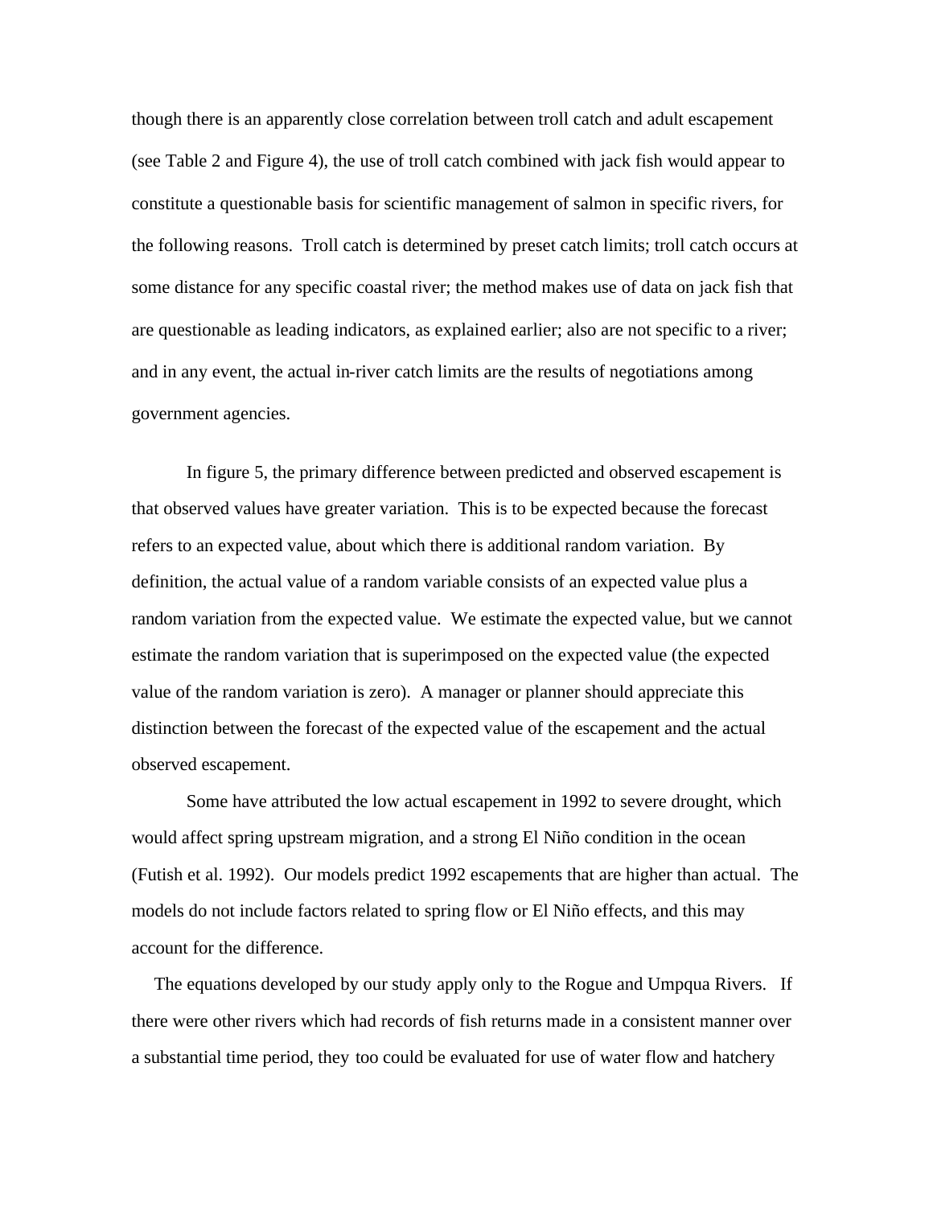though there is an apparently close correlation between troll catch and adult escapement (see Table 2 and Figure 4), the use of troll catch combined with jack fish would appear to constitute a questionable basis for scientific management of salmon in specific rivers, for the following reasons. Troll catch is determined by preset catch limits; troll catch occurs at some distance for any specific coastal river; the method makes use of data on jack fish that are questionable as leading indicators, as explained earlier; also are not specific to a river; and in any event, the actual in-river catch limits are the results of negotiations among government agencies.

In figure 5, the primary difference between predicted and observed escapement is that observed values have greater variation. This is to be expected because the forecast refers to an expected value, about which there is additional random variation. By definition, the actual value of a random variable consists of an expected value plus a random variation from the expected value. We estimate the expected value, but we cannot estimate the random variation that is superimposed on the expected value (the expected value of the random variation is zero). A manager or planner should appreciate this distinction between the forecast of the expected value of the escapement and the actual observed escapement.

Some have attributed the low actual escapement in 1992 to severe drought, which would affect spring upstream migration, and a strong El Niño condition in the ocean (Futish et al. 1992). Our models predict 1992 escapements that are higher than actual. The models do not include factors related to spring flow or El Niño effects, and this may account for the difference.

The equations developed by our study apply only to the Rogue and Umpqua Rivers. If there were other rivers which had records of fish returns made in a consistent manner over a substantial time period, they too could be evaluated for use of water flow and hatchery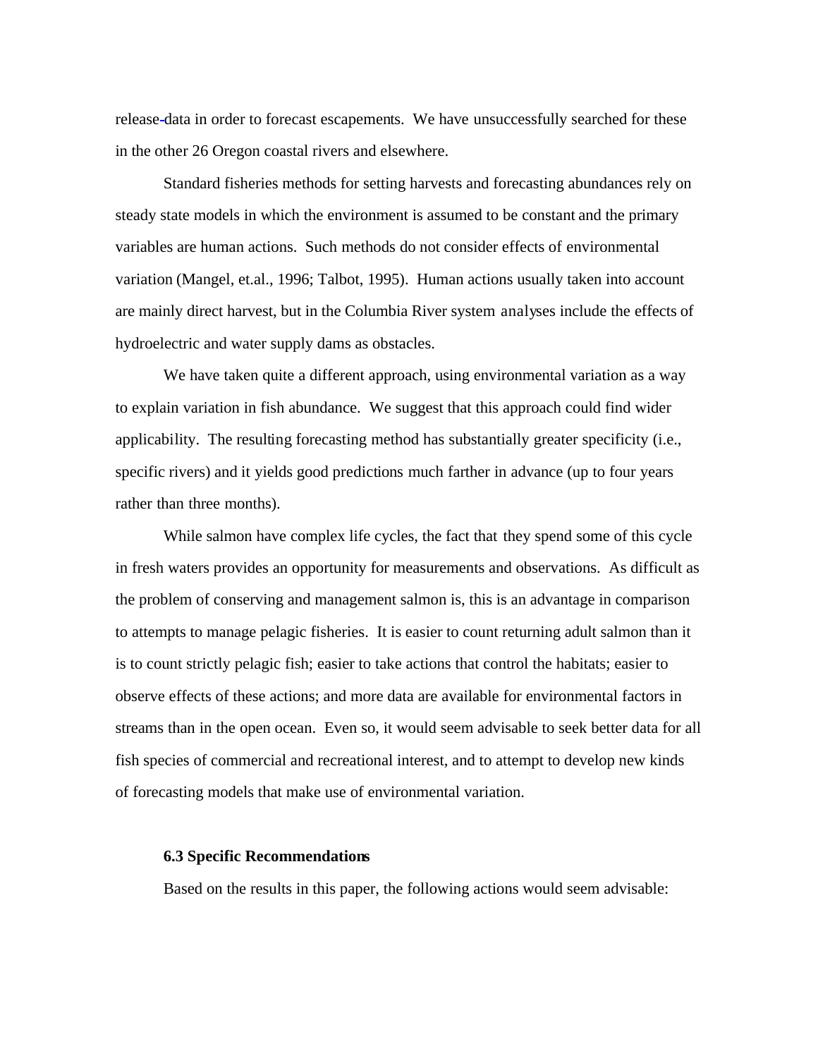release-data in order to forecast escapements. We have unsuccessfully searched for these in the other 26 Oregon coastal rivers and elsewhere.

Standard fisheries methods for setting harvests and forecasting abundances rely on steady state models in which the environment is assumed to be constant and the primary variables are human actions. Such methods do not consider effects of environmental variation (Mangel, et.al., 1996; Talbot, 1995). Human actions usually taken into account are mainly direct harvest, but in the Columbia River system analyses include the effects of hydroelectric and water supply dams as obstacles.

We have taken quite a different approach, using environmental variation as a way to explain variation in fish abundance. We suggest that this approach could find wider applicability. The resulting forecasting method has substantially greater specificity (i.e., specific rivers) and it yields good predictions much farther in advance (up to four years rather than three months).

While salmon have complex life cycles, the fact that they spend some of this cycle in fresh waters provides an opportunity for measurements and observations. As difficult as the problem of conserving and management salmon is, this is an advantage in comparison to attempts to manage pelagic fisheries. It is easier to count returning adult salmon than it is to count strictly pelagic fish; easier to take actions that control the habitats; easier to observe effects of these actions; and more data are available for environmental factors in streams than in the open ocean. Even so, it would seem advisable to seek better data for all fish species of commercial and recreational interest, and to attempt to develop new kinds of forecasting models that make use of environmental variation.

### 6.3 Specific Recommendations

Based on the results in this paper, the following actions would seem advisable: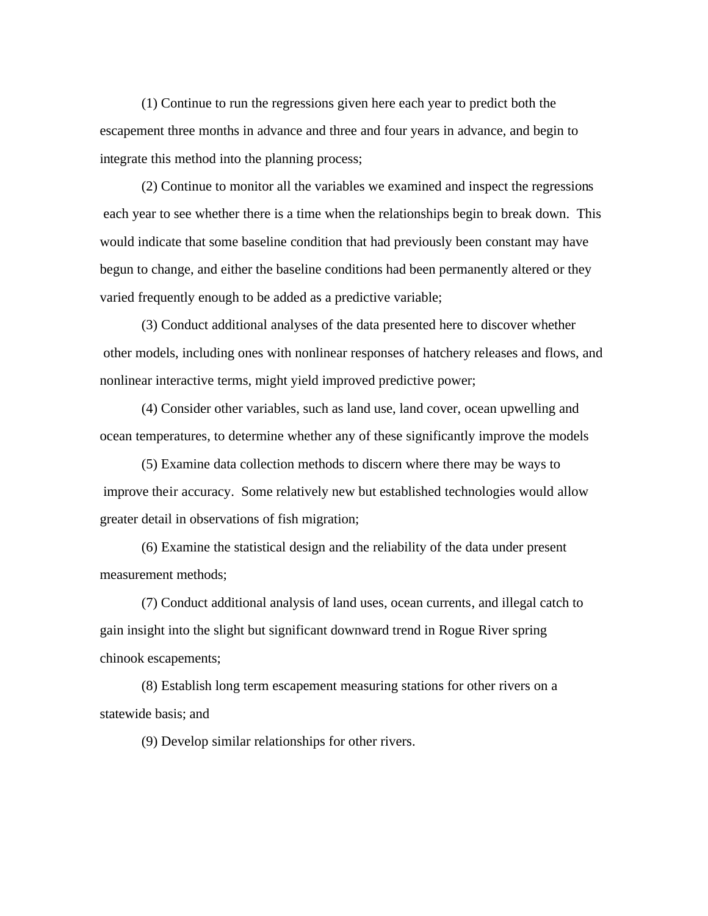(1) Continue to run the regressions given here each year to predict both the escapement three months in advance and three and four years in advance, and begin to integrate this method into the planning process;

(2) Continue to monitor all the variables we examined and inspect the regressions each year to see whether there is a time when the relationships begin to break down. This would indicate that some baseline condition that had previously been constant may have begun to change, and either the baseline conditions had been permanently altered or they varied frequently enough to be added as a predictive variable;

(3) Conduct additional analyses of the data presented here to discover whether other models, including ones with nonlinear responses of hatchery releases and flows, and nonlinear interactive terms, might yield improved predictive power;

(4) Consider other variables, such as land use, land cover, ocean upwelling and ocean temperatures, to determine whether any of these significantly improve the models

(5) Examine data collection methods to discern where there may be ways to improve their accuracy. Some relatively new but established technologies would allow greater detail in observations of fish migration;

(6) Examine the statistical design and the reliability of the data under present measurement methods;

(7) Conduct additional analysis of land uses, ocean currents, and illegal catch to gain insight into the slight but significant downward trend in Rogue River spring chinook escapements;

(8) Establish long term escapement measuring stations for other rivers on a statewide basis; and

(9) Develop similar relationships for other rivers.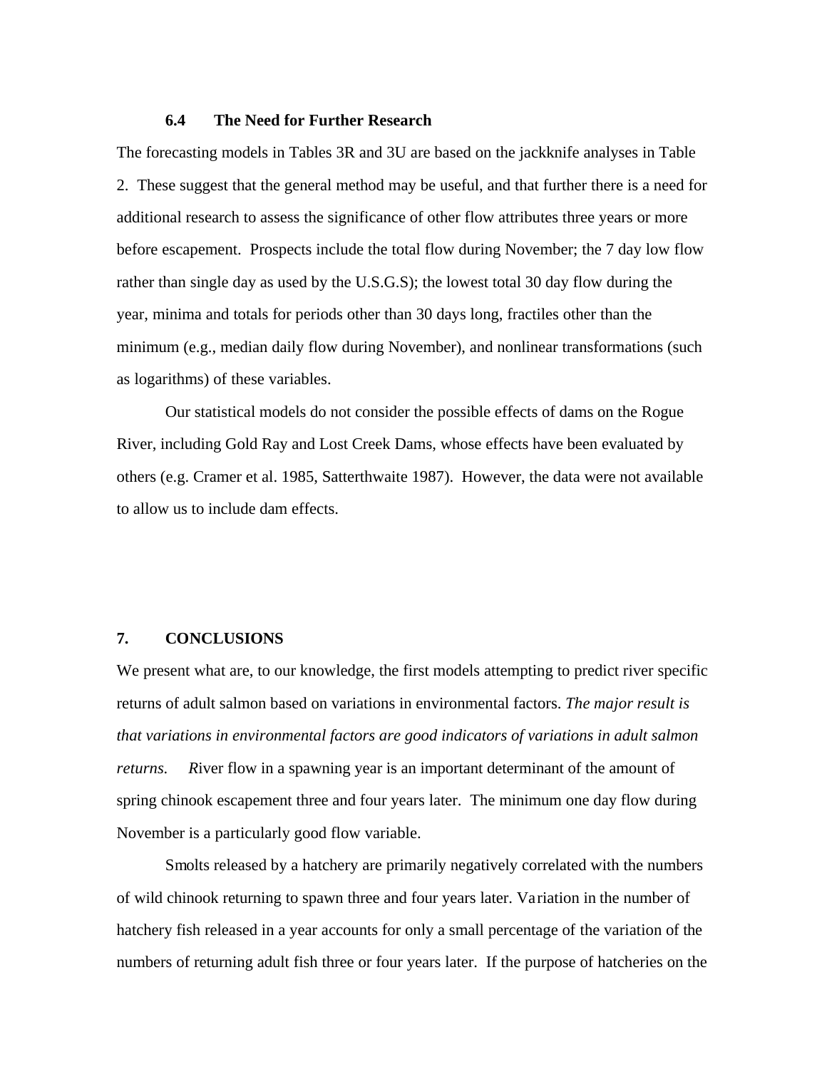### 6.4 The Need for Further Research

The forecasting models in Tables 3R and 3U are based on the jackknife analyses in Table 2. These suggest that the general method may be useful, and that further there is a need for additional research to assess the significance of other flow attributes three years or more before escapement. Prospects include the total flow during November; the 7 day low flow rather than single day as used by the U.S.G.S); the lowest total 30 day flow during the year, minima and totals for periods other than 30 days long, fractiles other than the minimum (e.g., median daily flow during November), and nonlinear transformations (such as logarithms) of these variables.

Our statistical models do not consider the possible effects of dams on the Rogue River, including Gold Ray and Lost Creek Dams, whose effects have been evaluated by others (e.g. Cramer et al. 1985, Satterthwaite 1987). However, the data were not available to allow us to include dam effects.

## 7. CONCLUSIONS

We present what are, to our knowledge, the first models attempting to predict river specific returns of adult salmon based on variations in environmental factors. *The major result is that variations in environmental factors are good indicators of variations in adult salmon returns.* River flow in a spawning year is an important determinant of the amount of spring chinook escapement three and four years later. The minimum one day flow during November is a particularly good flow variable.

Smolts released by a hatchery are primarily negatively correlated with the numbers of wild chinook returning to spawn three and four years later. Variation in the number of hatchery fish released in a year accounts for only a small percentage of the variation of the numbers of returning adult fish three or four years later. If the purpose of hatcheries on the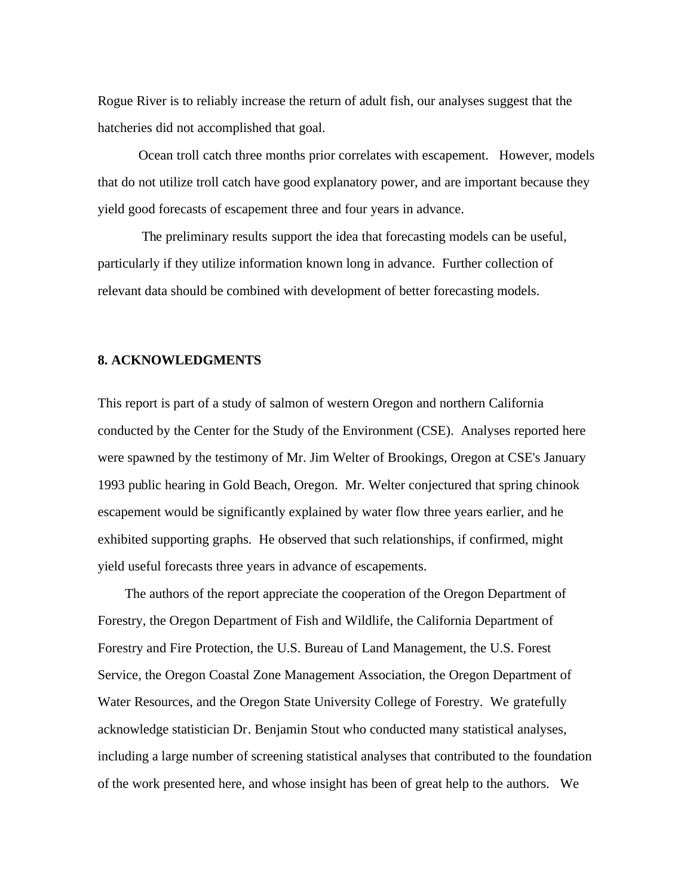Rogue River is to reliably increase the return of adult fish, our analyses suggest that the hatcheries did not accomplished that goal.

Ocean troll catch three months prior correlates with escapement. However, models that do not utilize troll catch have good explanatory power, and are important because they yield good forecasts of escapement three and four years in advance.

The preliminary results support the idea that forecasting models can be useful, particularly if they utilize information known long in advance. Further collection of relevant data should be combined with development of better forecasting models.

## 8. ACKNOWLEDGMENTS

This report is part of a study of salmon of western Oregon and northern California conducted by the Center for the Study of the Environment (CSE). Analyses reported here were spawned by the testimony of Mr. Jim Welter of Brookings, Oregon at CSE's January 1993 public hearing in Gold Beach, Oregon. Mr. Welter conjectured that spring chinook escapement would be significantly explained by water flow three years earlier, and he exhibited supporting graphs. He observed that such relationships, if confirmed, might yield useful forecasts three years in advance of escapements.

The authors of the report appreciate the cooperation of the Oregon Department of Forestry, the Oregon Department of Fish and Wildlife, the California Department of Forestry and Fire Protection, the U.S. Bureau of Land Management, the U.S. Forest Service, the Oregon Coastal Zone Management Association, the Oregon Department of Water Resources, and the Oregon State University College of Forestry. We gratefully acknowledge statistician Dr. Benjamin Stout who conducted many statistical analyses, including a large number of screening statistical analyses that contributed to the foundation of the work presented here, and whose insight has been of great help to the authors. We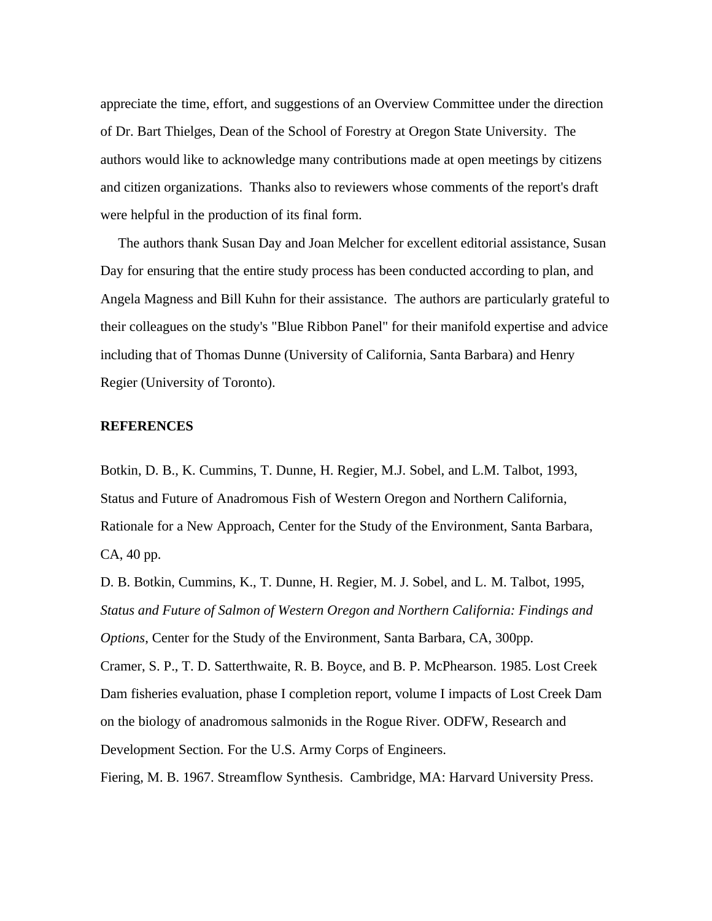appreciate the time, effort, and suggestions of an Overview Committee under the direction of Dr. Bart Thielges, Dean of the School of Forestry at Oregon State University. The authors would like to acknowledge many contributions made at open meetings by citizens and citizen organizations. Thanks also to reviewers whose comments of the report's draft were helpful in the production of its final form.

The authors thank Susan Day and Joan Melcher for excellent editorial assistance, Susan Day for ensuring that the entire study process has been conducted according to plan, and Angela Magness and Bill Kuhn for their assistance. The authors are particularly grateful to their colleagues on the study's "Blue Ribbon Panel" for their manifold expertise and advice including that of Thomas Dunne (University of California, Santa Barbara) and Henry Regier (University of Toronto).

**REFERENCES**

Botkin, D. B., K. Cummins, T. Dunne, H. Regier, M.J. Sobel, and L.M. Talbot, 1993, Status and Future of Anadromous Fish of Western Oregon and Northern California, Rationale for a New Approach, Center for the Study of the Environment, Santa Barbara, CA, 40 pp.

D. B. Botkin, Cummins, K., T. Dunne, H. Regier, M. J. Sobel, and L. M. Talbot, 1995, *Status and Future of Salmon of Western Oregon and Northern California: Findings and Options*, Center for the Study of the Environment, Santa Barbara, CA, 300pp.

Cramer, S. P., T. D. Satterthwaite, R. B. Boyce, and B. P. McPhearson. 1985. Lost Creek Dam fisheries evaluation, phase I completion report, volume I impacts of Lost Creek Dam on the biology of anadromous salmonids in the Rogue River. ODFW, Research and Development Section. For the U.S. Army Corps of Engineers.

Fiering, M. B. 1967. Streamflow Synthesis. Cambridge, MA: Harvard University Press.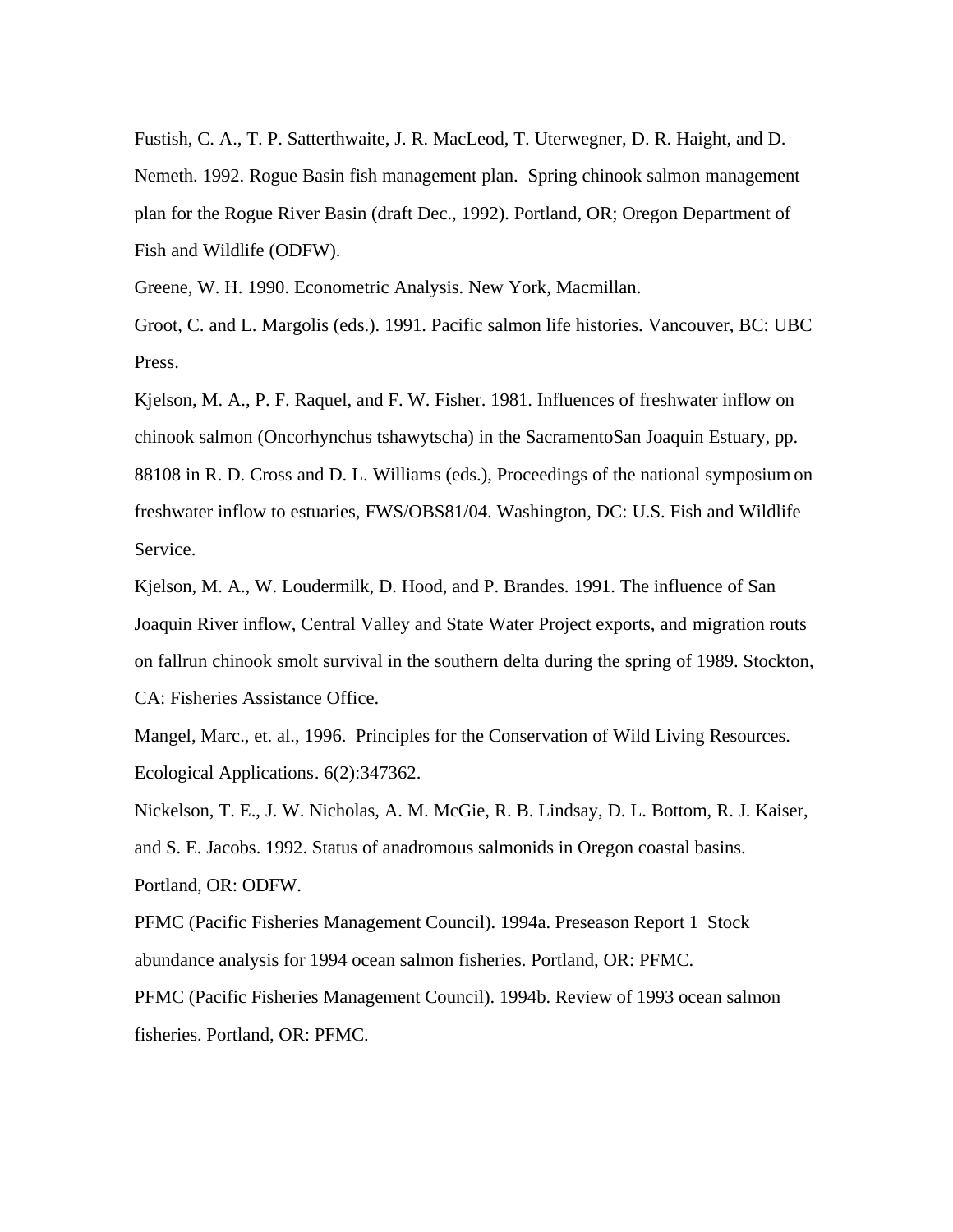Fustish, C. A., T. P. Satterthwaite, J. R. MacLeod, T. Uterwegner, D. R. Haight, and D. Nemeth. 1992. Rogue Basin fish management plan. Spring chinook salmon management plan for the Rogue River Basin (draft Dec., 1992). Portland, OR; Oregon Department of Fish and Wildlife (ODFW).

Greene, W. H. 1990. Econometric Analysis. New York, Macmillan.

Groot, C. and L. Margolis (eds.). 1991. Pacific salmon life histories. Vancouver, BC: UBC Press.

Kjelson, M. A., P. F. Raquel, and F. W. Fisher. 1981. Influences of freshwater inflow on chinook salmon (Oncorhynchus tshawytscha) in the SacramentoSan Joaquin Estuary, pp. 88108 in R. D. Cross and D. L. Williams (eds.), Proceedings of the national symposium on freshwater inflow to estuaries, FWS/OBS81/04. Washington, DC: U.S. Fish and Wildlife Service.

Kjelson, M. A., W. Loudermilk, D. Hood, and P. Brandes. 1991. The influence of San Joaquin River inflow, Central Valley and State Water Project exports, and migration routs on fallrun chinook smolt survival in the southern delta during the spring of 1989. Stockton, CA: Fisheries Assistance Office.

Mangel, Marc., et. al., 1996. Principles for the Conservation of Wild Living Resources. Ecological Applications. 6(2):347362.

Nickelson, T. E., J. W. Nicholas, A. M. McGie, R. B. Lindsay, D. L. Bottom, R. J. Kaiser, and S. E. Jacobs. 1992. Status of anadromous salmonids in Oregon coastal basins. Portland, OR: ODFW.

PFMC (Pacific Fisheries Management Council). 1994a. Preseason Report 1 Stock abundance analysis for 1994 ocean salmon fisheries. Portland, OR: PFMC.

PFMC (Pacific Fisheries Management Council). 1994b. Review of 1993 ocean salmon fisheries. Portland, OR: PFMC.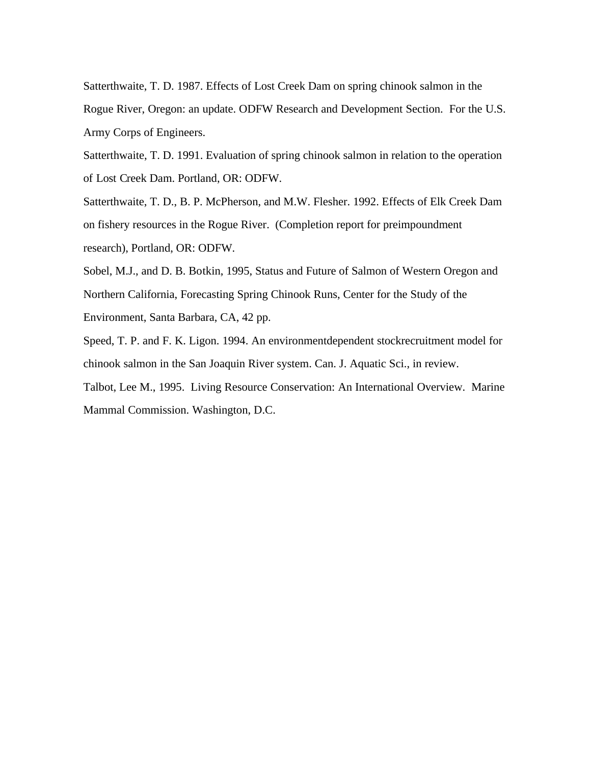Satterthwaite, T. D. 1987. Effects of Lost Creek Dam on spring chinook salmon in the Rogue River, Oregon: an update. ODFW Research and Development Section. For the U.S. Army Corps of Engineers.

Satterthwaite, T. D. 1991. Evaluation of spring chinook salmon in relation to the operation of Lost Creek Dam. Portland, OR: ODFW.

Satterthwaite, T. D., B. P. McPherson, and M.W. Flesher. 1992. Effects of Elk Creek Dam on fishery resources in the Rogue River. (Completion report for preimpoundment research), Portland, OR: ODFW.

Sobel, M.J., and D. B. Botkin, 1995, Status and Future of Salmon of Western Oregon and Northern California, Forecasting Spring Chinook Runs, Center for the Study of the Environment, Santa Barbara, CA, 42 pp.

Speed, T. P. and F. K. Ligon. 1994. An environmentdependent stockrecruitment model for chinook salmon in the San Joaquin River system. Can. J. Aquatic Sci., in review.

Talbot, Lee M., 1995. Living Resource Conservation: An International Overview. Marine Mammal Commission. Washington, D.C.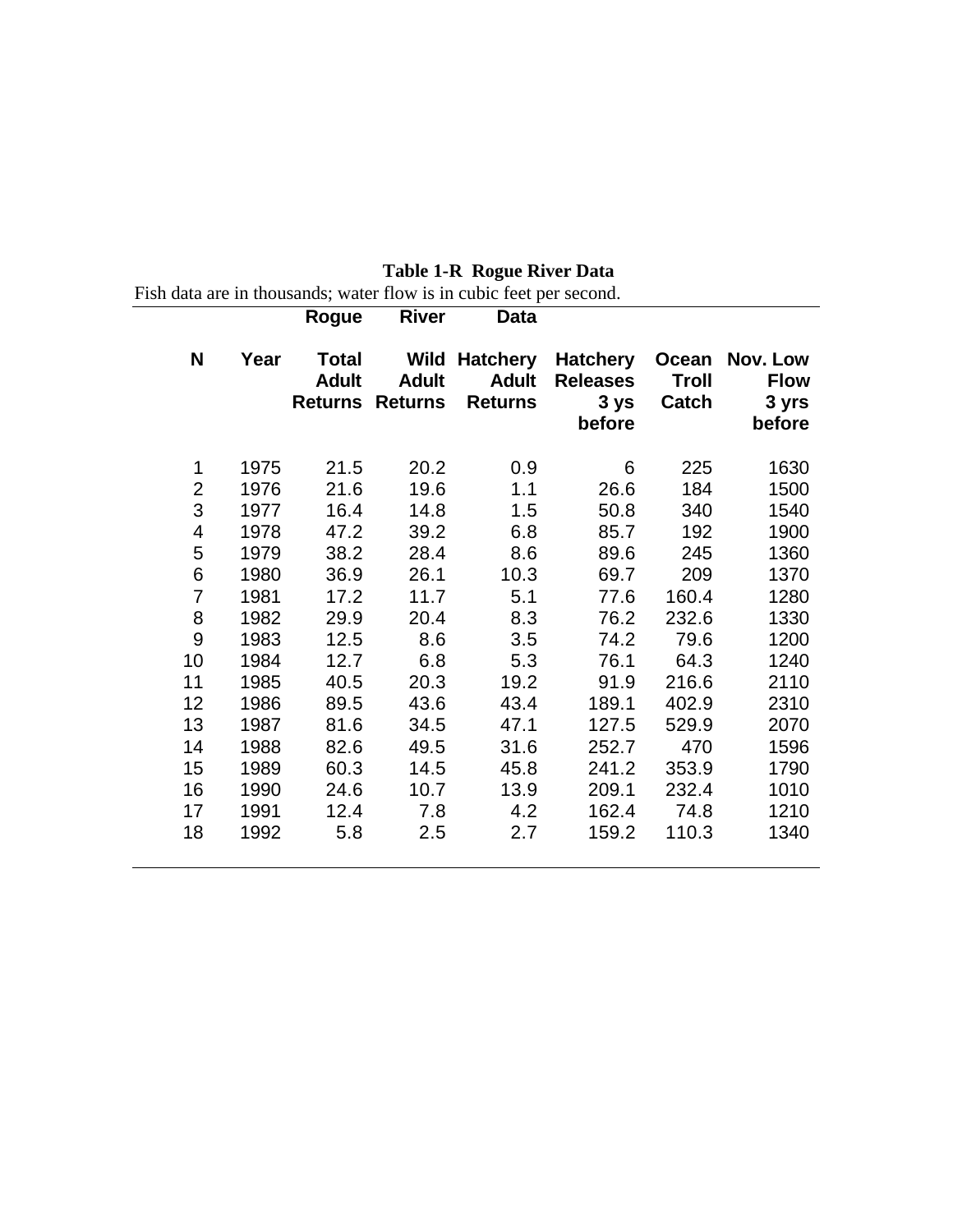**Table 1-R  Rogue River Data**

Fish data are in thousands; water flow is in cubic feet per second.

| | | Rogue | River | Data | | | |
|---|---|---|---|---|---|---|---|
| N | Year | Total Adult Returns | Wild Adult Returns | Hatchery Adult Returns | Hatchery Releases 3 ys before | Ocean Troll Catch | Nov. Low Flow 3 yrs before |
| 1 | 1975 | 21.5 | 20.2 | 0.9 | 6 | 225 | 1630 |
| 2 | 1976 | 21.6 | 19.6 | 1.1 | 26.6 | 184 | 1500 |
| 3 | 1977 | 16.4 | 14.8 | 1.5 | 50.8 | 340 | 1540 |
| 4 | 1978 | 47.2 | 39.2 | 6.8 | 85.7 | 192 | 1900 |
| 5 | 1979 | 38.2 | 28.4 | 8.6 | 89.6 | 245 | 1360 |
| 6 | 1980 | 36.9 | 26.1 | 10.3 | 69.7 | 209 | 1370 |
| 7 | 1981 | 17.2 | 11.7 | 5.1 | 77.6 | 160.4 | 1280 |
| 8 | 1982 | 29.9 | 20.4 | 8.3 | 76.2 | 232.6 | 1330 |
| 9 | 1983 | 12.5 | 8.6 | 3.5 | 74.2 | 79.6 | 1200 |
| 10 | 1984 | 12.7 | 6.8 | 5.3 | 76.1 | 64.3 | 1240 |
| 11 | 1985 | 40.5 | 20.3 | 19.2 | 91.9 | 216.6 | 2110 |
| 12 | 1986 | 89.5 | 43.6 | 43.4 | 189.1 | 402.9 | 2310 |
| 13 | 1987 | 81.6 | 34.5 | 47.1 | 127.5 | 529.9 | 2070 |
| 14 | 1988 | 82.6 | 49.5 | 31.6 | 252.7 | 470 | 1596 |
| 15 | 1989 | 60.3 | 14.5 | 45.8 | 241.2 | 353.9 | 1790 |
| 16 | 1990 | 24.6 | 10.7 | 13.9 | 209.1 | 232.4 | 1010 |
| 17 | 1991 | 12.4 | 7.8 | 4.2 | 162.4 | 74.8 | 1210 |
| 18 | 1992 | 5.8 | 2.5 | 2.7 | 159.2 | 110.3 | 1340 |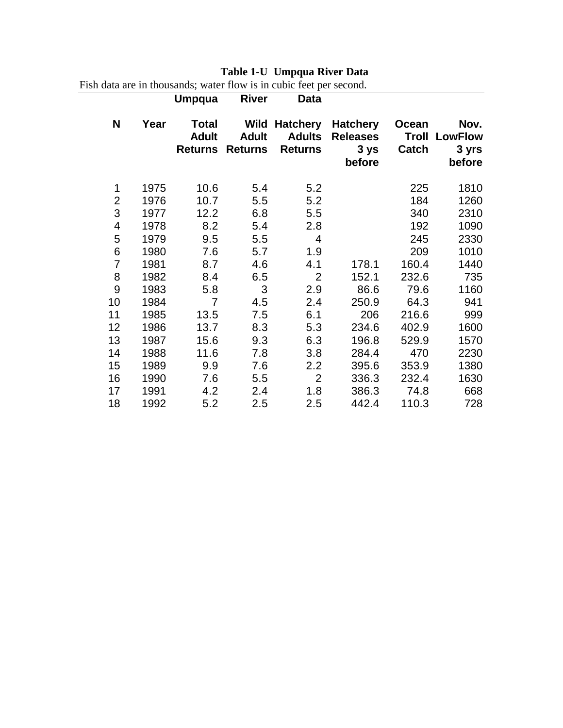**Table 1-U Umpqua River Data**

Fish data are in thousands; water flow is in cubic feet per second.

| | | Umpqua | River | Data | | | |
|---|---|---|---|---|---|---|---|
| N | Year | Total Adult Returns | Wild Adult Returns | Hatchery Adults Returns | Hatchery Releases 3 ys before | Ocean Troll Catch | Nov. LowFlow 3 yrs before |
| 1 | 1975 | 10.6 | 5.4 | 5.2 | | 225 | 1810 |
| 2 | 1976 | 10.7 | 5.5 | 5.2 | | 184 | 1260 |
| 3 | 1977 | 12.2 | 6.8 | 5.5 | | 340 | 2310 |
| 4 | 1978 | 8.2 | 5.4 | 2.8 | | 192 | 1090 |
| 5 | 1979 | 9.5 | 5.5 | 4 | | 245 | 2330 |
| 6 | 1980 | 7.6 | 5.7 | 1.9 | | 209 | 1010 |
| 7 | 1981 | 8.7 | 4.6 | 4.1 | 178.1 | 160.4 | 1440 |
| 8 | 1982 | 8.4 | 6.5 | 2 | 152.1 | 232.6 | 735 |
| 9 | 1983 | 5.8 | 3 | 2.9 | 86.6 | 79.6 | 1160 |
| 10 | 1984 | 7 | 4.5 | 2.4 | 250.9 | 64.3 | 941 |
| 11 | 1985 | 13.5 | 7.5 | 6.1 | 206 | 216.6 | 999 |
| 12 | 1986 | 13.7 | 8.3 | 5.3 | 234.6 | 402.9 | 1600 |
| 13 | 1987 | 15.6 | 9.3 | 6.3 | 196.8 | 529.9 | 1570 |
| 14 | 1988 | 11.6 | 7.8 | 3.8 | 284.4 | 470 | 2230 |
| 15 | 1989 | 9.9 | 7.6 | 2.2 | 395.6 | 353.9 | 1380 |
| 16 | 1990 | 7.6 | 5.5 | 2 | 336.3 | 232.4 | 1630 |
| 17 | 1991 | 4.2 | 2.4 | 1.8 | 386.3 | 74.8 | 668 |
| 18 | 1992 | 5.2 | 2.5 | 2.5 | 442.4 | 110.3 | 728 |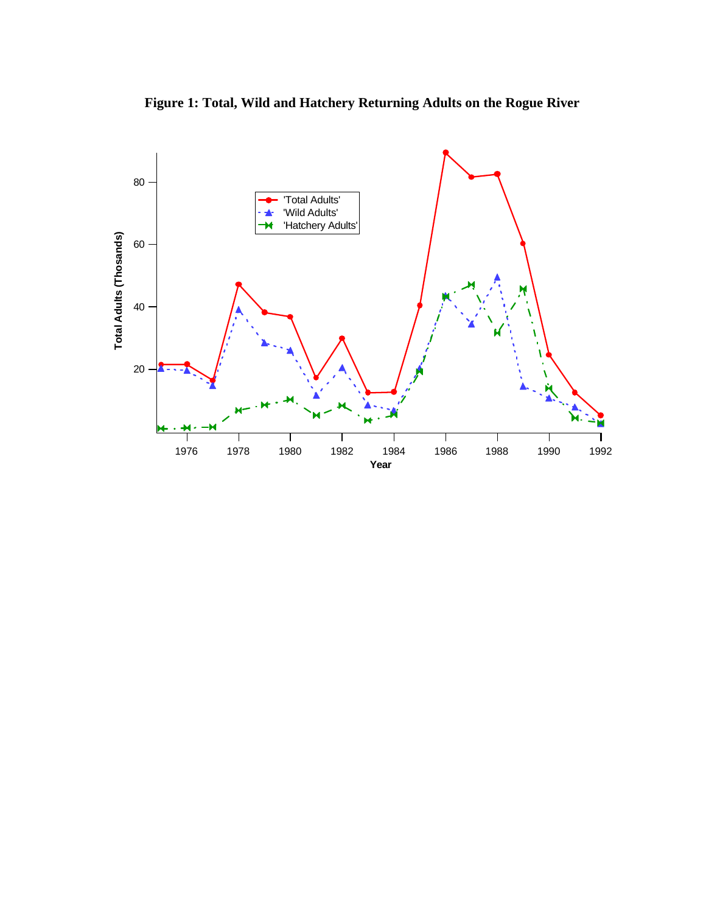**Figure 1: Total, Wild and Hatchery Returning Adults on the Rogue River**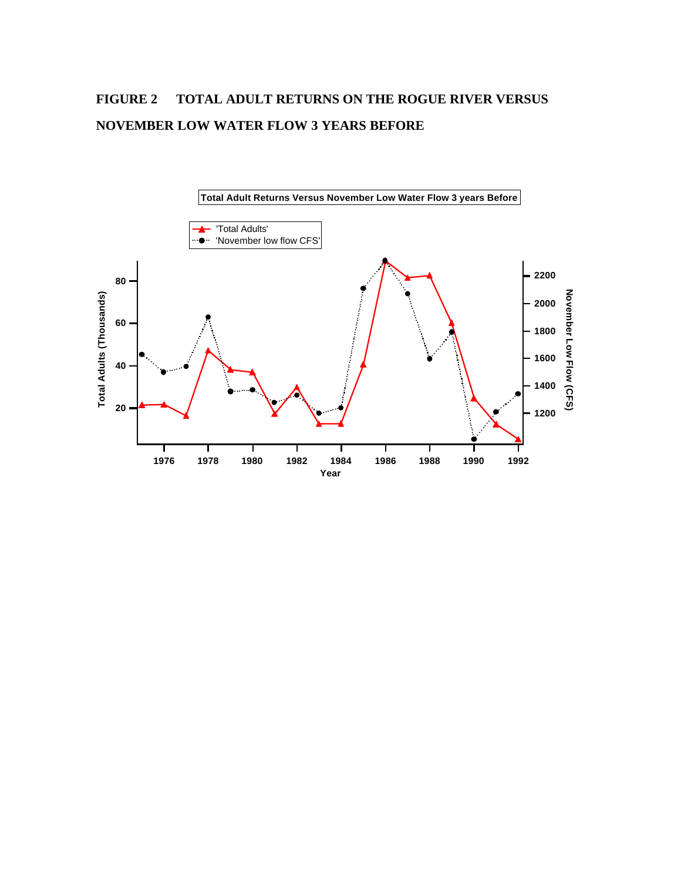# FIGURE 2 TOTAL ADULT RETURNS ON THE ROGUE RIVER VERSUS NOVEMBER LOW WATER FLOW 3 YEARS BEFORE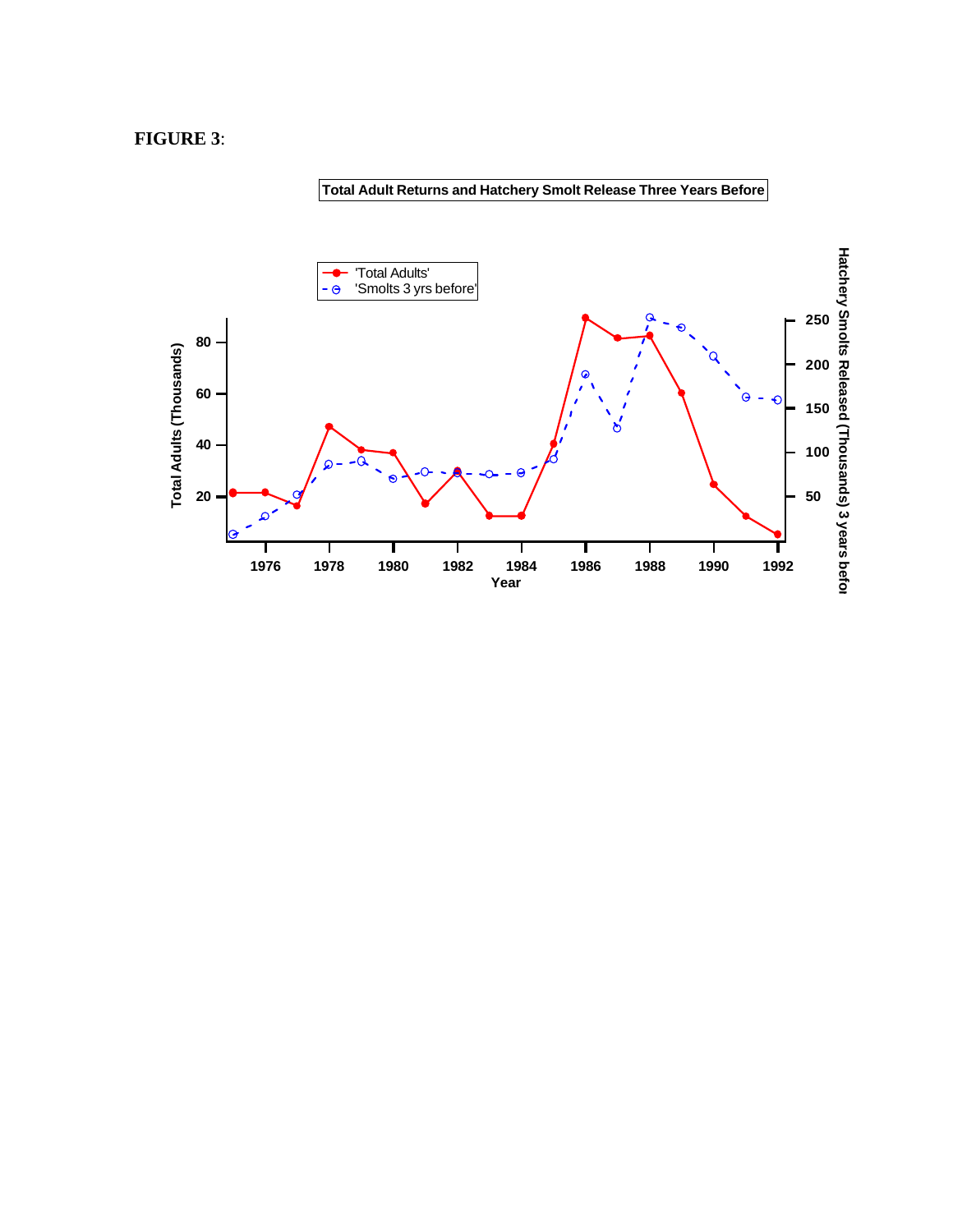**FIGURE 3**:

Total Adult Returns and Hatchery Smolt Release Three Years Before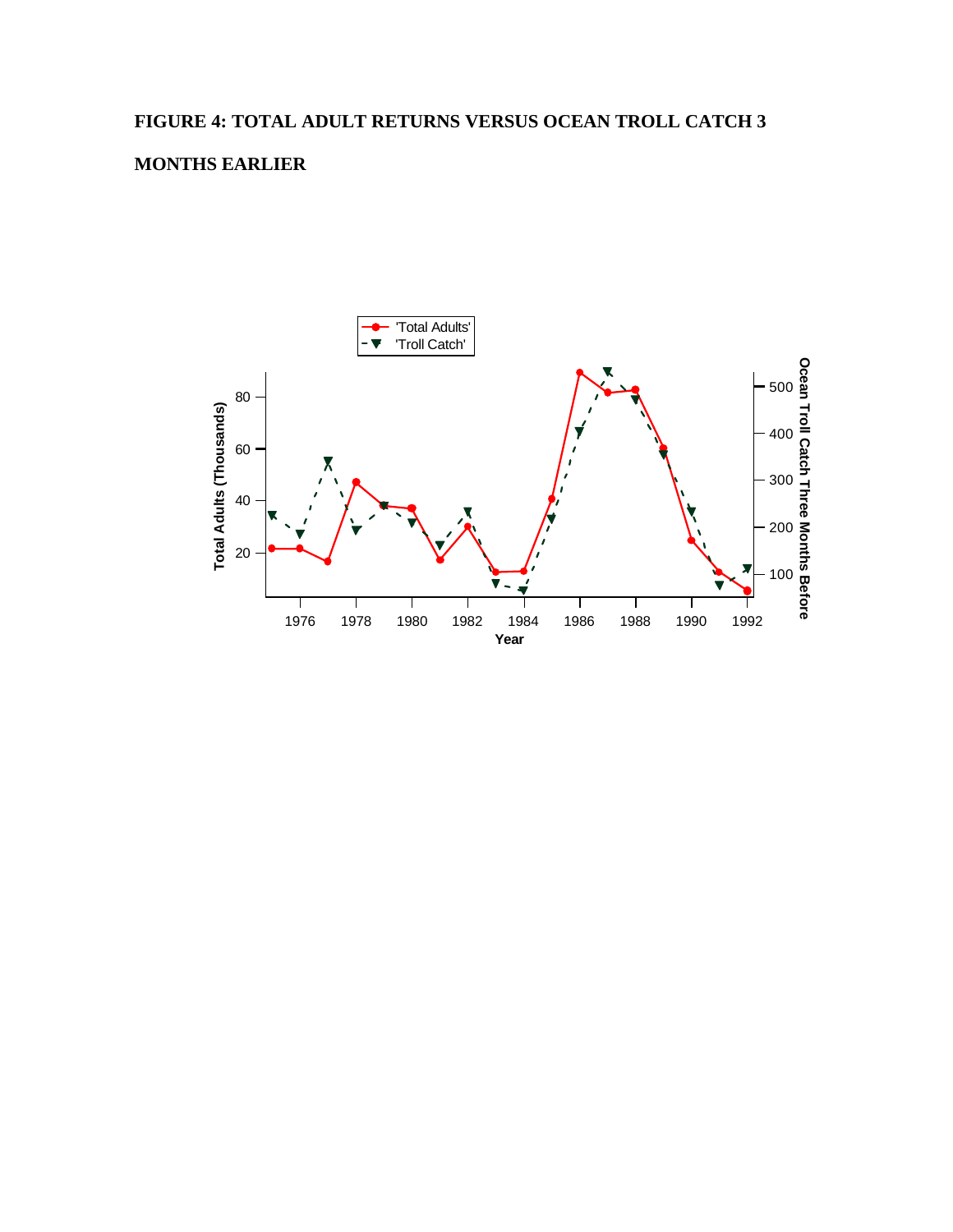**FIGURE 4: TOTAL ADULT RETURNS VERSUS OCEAN TROLL CATCH 3 MONTHS EARLIER**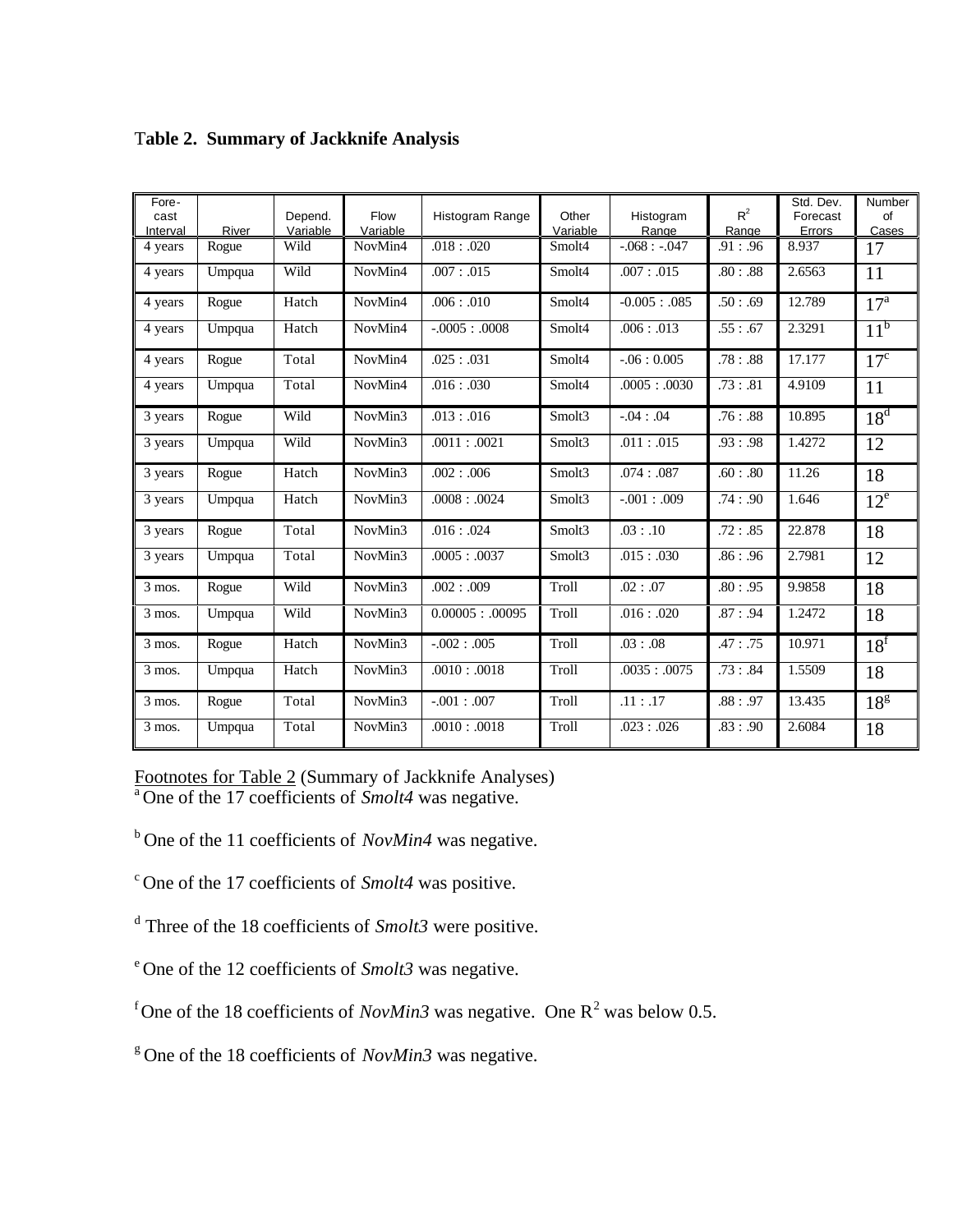**Table 2. Summary of Jackknife Analysis**

| Fore-cast Interval | River | Depend. Variable | Flow Variable | Histogram Range | Other Variable | Histogram Range | $R^2$ Range | Std. Dev. Forecast Errors | Number of Cases |
|---|---|---|---|---|---|---|---|---|---|
| 4 years | Rogue | Wild | NovMin4 | .018 : .020 | Smolt4 | -.068 : -.047 | .91 : .96 | 8.937 | 17 |
| 4 years | Umpqua | Wild | NovMin4 | .007 : .015 | Smolt4 | .007 : .015 | .80 : .88 | 2.6563 | 11 |
| 4 years | Rogue | Hatch | NovMin4 | .006 : .010 | Smolt4 | -0.005 : .085 | .50 : .69 | 12.789 | 17[a] |
| 4 years | Umpqua | Hatch | NovMin4 | -.0005 : .0008 | Smolt4 | .006 : .013 | .55 : .67 | 2.3291 | 11[b] |
| 4 years | Rogue | Total | NovMin4 | .025 : .031 | Smolt4 | -.06 : 0.005 | .78 : .88 | 17.177 | 17[c] |
| 4 years | Umpqua | Total | NovMin4 | .016 : .030 | Smolt4 | .0005 : .0030 | .73 : .81 | 4.9109 | 11 |
| 3 years | Rogue | Wild | NovMin3 | .013 : .016 | Smolt3 | -.04 : .04 | .76 : .88 | 10.895 | 18[d] |
| 3 years | Umpqua | Wild | NovMin3 | .0011 : .0021 | Smolt3 | .011 : .015 | .93 : .98 | 1.4272 | 12 |
| 3 years | Rogue | Hatch | NovMin3 | .002 : .006 | Smolt3 | .074 : .087 | .60 : .80 | 11.26 | 18 |
| 3 years | Umpqua | Hatch | NovMin3 | .0008 : .0024 | Smolt3 | -.001 : .009 | .74 : .90 | 1.646 | 12[e] |
| 3 years | Rogue | Total | NovMin3 | .016 : .024 | Smolt3 | .03 : .10 | .72 : .85 | 22.878 | 18 |
| 3 years | Umpqua | Total | NovMin3 | .0005 : .0037 | Smolt3 | .015 : .030 | .86 : .96 | 2.7981 | 12 |
| 3 mos. | Rogue | Wild | NovMin3 | .002 : .009 | Troll | .02 : .07 | .80 : .95 | 9.9858 | 18 |
| 3 mos. | Umpqua | Wild | NovMin3 | 0.00005 : .00095 | Troll | .016 : .020 | .87 : .94 | 1.2472 | 18 |
| 3 mos. | Rogue | Hatch | NovMin3 | -.002 : .005 | Troll | .03 : .08 | .47 : .75 | 10.971 | 18[f] |
| 3 mos. | Umpqua | Hatch | NovMin3 | .0010 : .0018 | Troll | .0035 : .0075 | .73 : .84 | 1.5509 | 18 |
| 3 mos. | Rogue | Total | NovMin3 | -.001 : .007 | Troll | .11 : .17 | .88 : .97 | 13.435 | 18[g] |
| 3 mos. | Umpqua | Total | NovMin3 | .0010 : .0018 | Troll | .023 : .026 | .83 : .90 | 2.6084 | 18 |

Footnotes for Table 2 (Summary of Jackknife Analyses)

[a] One of the 17 coefficients of *Smolt4* was negative.

[b] One of the 11 coefficients of *NovMin4* was negative.

[c] One of the 17 coefficients of *Smolt4* was positive.

[d] Three of the 18 coefficients of *Smolt3* were positive.

[e] One of the 12 coefficients of *Smolt3* was negative.

[f] One of the 18 coefficients of *NovMin3* was negative. One $R^2$ was below 0.5.

[g] One of the 18 coefficients of *NovMin3* was negative.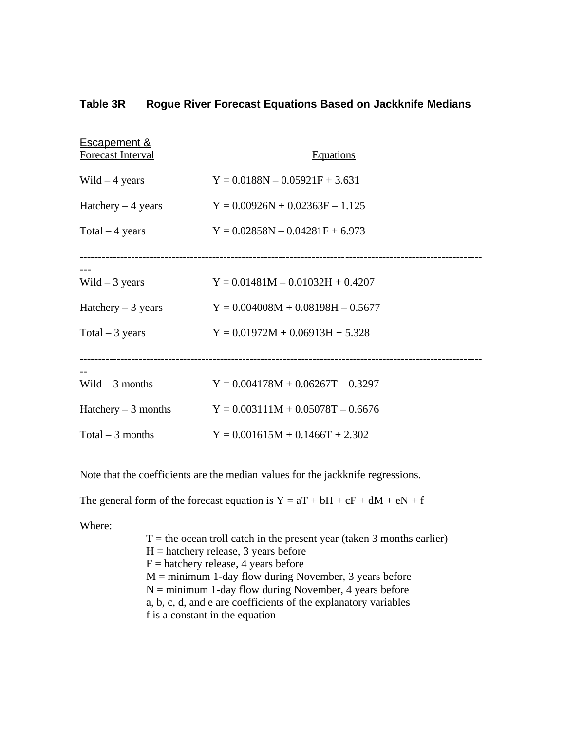## Table 3R Rogue River Forecast Equations Based on Jackknife Medians

| Escapement & Forecast Interval | Equations |
|---|---|
| Wild – 4 years | $Y = 0.0188N – 0.05921F + 3.631$ |
| Hatchery – 4 years | $Y = 0.00926N + 0.02363F – 1.125$ |
| Total – 4 years | $Y = 0.02858N – 0.04281F + 6.973$ |
| Wild – 3 years | $Y = 0.01481M – 0.01032H + 0.4207$ |
| Hatchery – 3 years | $Y = 0.004008M + 0.08198H – 0.5677$ |
| Total – 3 years | $Y = 0.01972M + 0.06913H + 5.328$ |
| Wild – 3 months | $Y = 0.004178M + 0.06267T – 0.3297$ |
| Hatchery – 3 months | $Y = 0.003111M + 0.05078T – 0.6676$ |
| Total – 3 months | $Y = 0.001615M + 0.1466T + 2.302$ |

Note that the coefficients are the median values for the jackknife regressions.

The general form of the forecast equation is $Y = aT + bH + cF + dM + eN + f$

Where:

- $T$ = the ocean troll catch in the present year (taken 3 months earlier)
- $H$ = hatchery release, 3 years before
- $F$ = hatchery release, 4 years before
- $M$ = minimum 1-day flow during November, 3 years before
- $N$ = minimum 1-day flow during November, 4 years before
- a, b, c, d, and e are coefficients of the explanatory variables
- f is a constant in the equation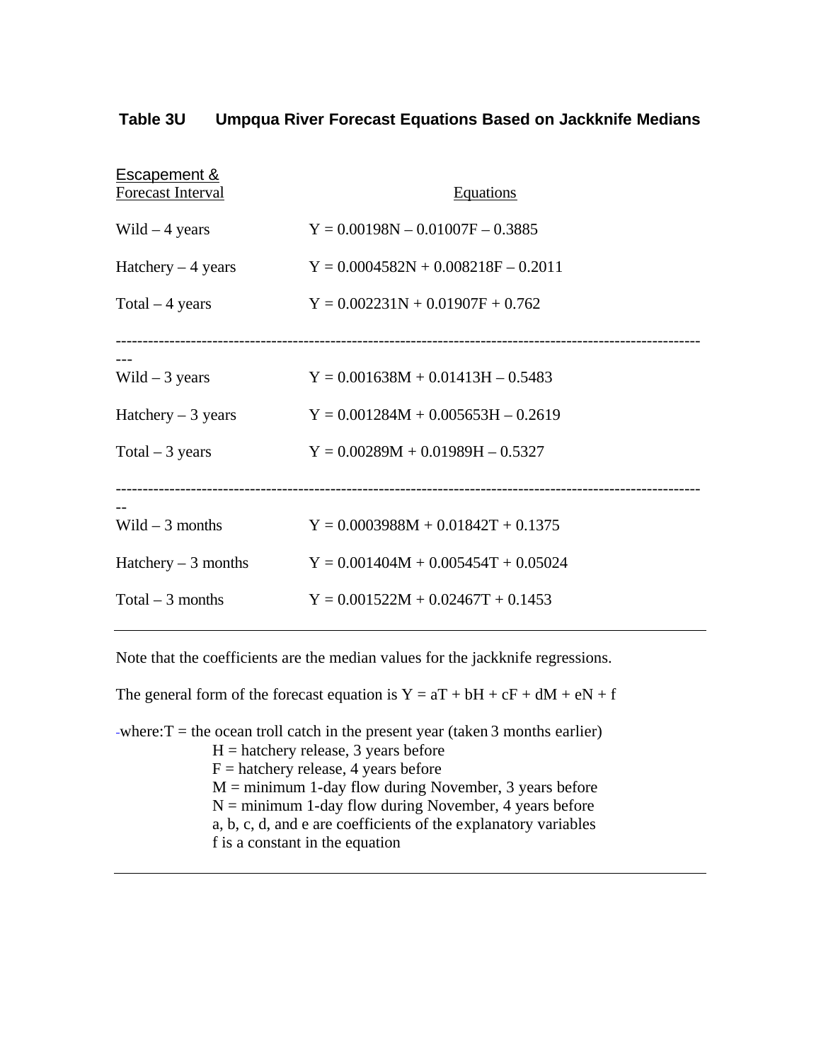### Table 3U Umpqua River Forecast Equations Based on Jackknife Medians

| Escapement & Forecast Interval | Equations |
|---|---|
| Wild – 4 years | $Y = 0.00198N – 0.01007F – 0.3885$ |
| Hatchery – 4 years | $Y = 0.0004582N + 0.008218F – 0.2011$ |
| Total – 4 years | $Y = 0.002231N + 0.01907F + 0.762$ |
| Wild – 3 years | $Y = 0.001638M + 0.01413H – 0.5483$ |
| Hatchery – 3 years | $Y = 0.001284M + 0.005653H – 0.2619$ |
| Total – 3 years | $Y = 0.00289M + 0.01989H – 0.5327$ |
| Wild – 3 months | $Y = 0.0003988M + 0.01842T + 0.1375$ |
| Hatchery – 3 months | $Y = 0.001404M + 0.005454T + 0.05024$ |
| Total – 3 months | $Y = 0.001522M + 0.02467T + 0.1453$ |

Note that the coefficients are the median values for the jackknife regressions.

The general form of the forecast equation is $Y = aT + bH + cF + dM + eN + f$

where: $T$ = the ocean troll catch in the present year (taken 3 months earlier)
$H$ = hatchery release, 3 years before
$F$ = hatchery release, 4 years before
$M$ = minimum 1-day flow during November, 3 years before
$N$ = minimum 1-day flow during November, 4 years before
a, b, c, d, and e are coefficients of the explanatory variables
f is a constant in the equation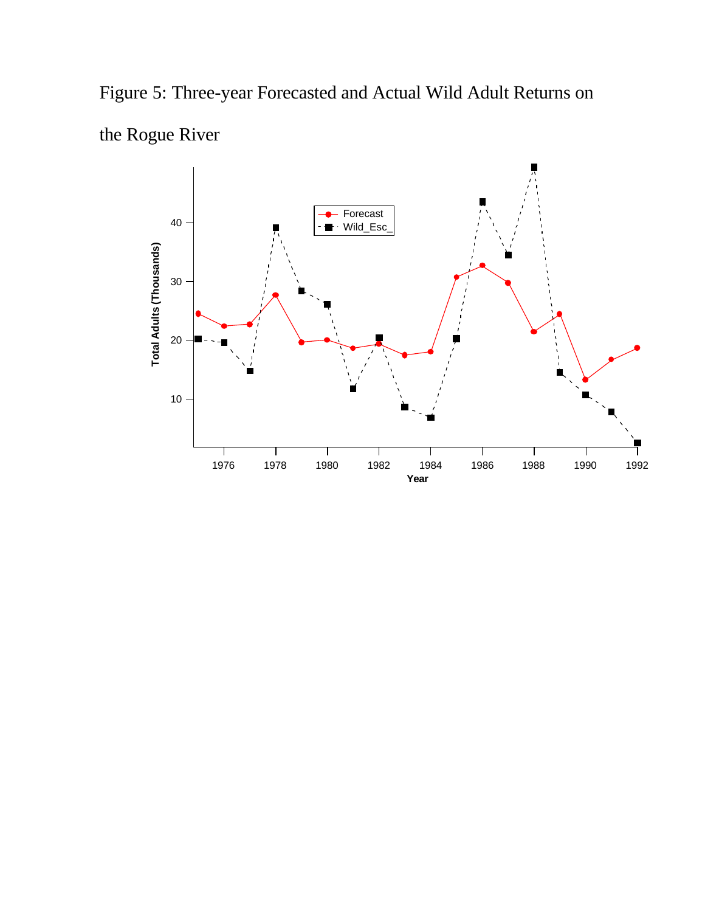Figure 5: Three-year Forecasted and Actual Wild Adult Returns on the Rogue River

Forecast
Wild_Esc_

Total Adults (Thousands)

10
20
30
40

1976
1978
1980
1982
1984
1986
1988
1990
1992

Year